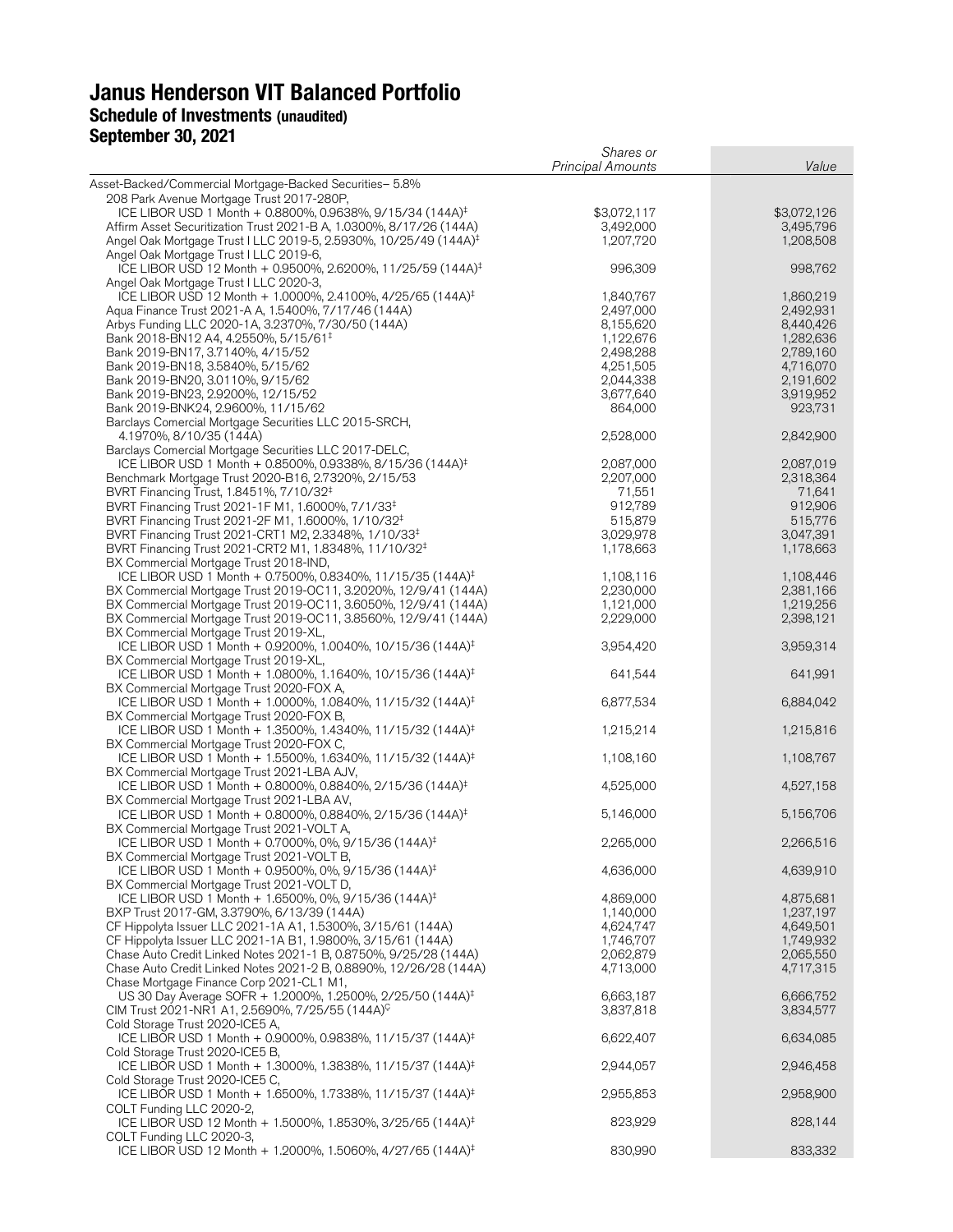# Janus Henderson VIT Balanced Portfolio
## Schedule of Investments (unaudited)
## September 30, 2021

| | Shares or Principal Amounts | Value |
|---|---|---|
| Asset-Backed/Commercial Mortgage-Backed Securities– 5.8% | | |
| 208 Park Avenue Mortgage Trust 2017-280P, ICE LIBOR USD 1 Month + 0.8800%, 0.9638%, 9/15/34 (144A)‡ | $3,072,117 | $3,072,126 |
| Affirm Asset Securitization Trust 2021-B A, 1.0300%, 8/17/26 (144A) | 3,492,000 | 3,495,796 |
| Angel Oak Mortgage Trust I LLC 2019-5, 2.5930%, 10/25/49 (144A)‡ | 1,207,720 | 1,208,508 |
| Angel Oak Mortgage Trust I LLC 2019-6, ICE LIBOR USD 12 Month + 0.9500%, 2.6200%, 11/25/59 (144A)‡ | 996,309 | 998,762 |
| Angel Oak Mortgage Trust I LLC 2020-3, ICE LIBOR USD 12 Month + 1.0000%, 2.4100%, 4/25/65 (144A)‡ | 1,840,767 | 1,860,219 |
| Aqua Finance Trust 2021-A A, 1.5400%, 7/17/46 (144A) | 2,497,000 | 2,492,931 |
| Arbys Funding LLC 2020-1A, 3.2370%, 7/30/50 (144A) | 8,155,620 | 8,440,426 |
| Bank 2018-BN12 A4, 4.2550%, 5/15/61‡ | 1,122,676 | 1,282,636 |
| Bank 2019-BN17, 3.7140%, 4/15/52 | 2,498,288 | 2,789,160 |
| Bank 2019-BN18, 3.5840%, 5/15/62 | 4,251,505 | 4,716,070 |
| Bank 2019-BN20, 3.0110%, 9/15/62 | 2,044,338 | 2,191,602 |
| Bank 2019-BN23, 2.9200%, 12/15/52 | 3,677,640 | 3,919,952 |
| Bank 2019-BNK24, 2.9600%, 11/15/62 | 864,000 | 923,731 |
| Barclays Comercial Mortgage Securities LLC 2015-SRCH, 4.1970%, 8/10/35 (144A) | 2,528,000 | 2,842,900 |
| Barclays Comercial Mortgage Securities LLC 2017-DELC, ICE LIBOR USD 1 Month + 0.8500%, 0.9338%, 8/15/36 (144A)‡ | 2,087,000 | 2,087,019 |
| Benchmark Mortgage Trust 2020-B16, 2.7320%, 2/15/53 | 2,207,000 | 2,318,364 |
| BVRT Financing Trust, 1.8451%, 7/10/32‡ | 71,551 | 71,641 |
| BVRT Financing Trust 2021-1F M1, 1.6000%, 7/1/33‡ | 912,789 | 912,906 |
| BVRT Financing Trust 2021-2F M1, 1.6000%, 1/10/32‡ | 515,879 | 515,776 |
| BVRT Financing Trust 2021-CRT1 M2, 2.3348%, 1/10/33‡ | 3,029,978 | 3,047,391 |
| BVRT Financing Trust 2021-CRT2 M1, 1.8348%, 11/10/32‡ | 1,178,663 | 1,178,663 |
| BX Commercial Mortgage Trust 2018-IND, ICE LIBOR USD 1 Month + 0.7500%, 0.8340%, 11/15/35 (144A)‡ | 1,108,116 | 1,108,446 |
| BX Commercial Mortgage Trust 2019-OC11, 3.2020%, 12/9/41 (144A) | 2,230,000 | 2,381,166 |
| BX Commercial Mortgage Trust 2019-OC11, 3.6050%, 12/9/41 (144A) | 1,121,000 | 1,219,256 |
| BX Commercial Mortgage Trust 2019-OC11, 3.8560%, 12/9/41 (144A) | 2,229,000 | 2,398,121 |
| BX Commercial Mortgage Trust 2019-XL, ICE LIBOR USD 1 Month + 0.9200%, 1.0040%, 10/15/36 (144A)‡ | 3,954,420 | 3,959,314 |
| BX Commercial Mortgage Trust 2019-XL, ICE LIBOR USD 1 Month + 1.0800%, 1.1640%, 10/15/36 (144A)‡ | 641,544 | 641,991 |
| BX Commercial Mortgage Trust 2020-FOX A, ICE LIBOR USD 1 Month + 1.0000%, 1.0840%, 11/15/32 (144A)‡ | 6,877,534 | 6,884,042 |
| BX Commercial Mortgage Trust 2020-FOX B, ICE LIBOR USD 1 Month + 1.3500%, 1.4340%, 11/15/32 (144A)‡ | 1,215,214 | 1,215,816 |
| BX Commercial Mortgage Trust 2020-FOX C, ICE LIBOR USD 1 Month + 1.5500%, 1.6340%, 11/15/32 (144A)‡ | 1,108,160 | 1,108,767 |
| BX Commercial Mortgage Trust 2021-LBA AJV, ICE LIBOR USD 1 Month + 0.8000%, 0.8840%, 2/15/36 (144A)‡ | 4,525,000 | 4,527,158 |
| BX Commercial Mortgage Trust 2021-LBA AV, ICE LIBOR USD 1 Month + 0.8000%, 0.8840%, 2/15/36 (144A)‡ | 5,146,000 | 5,156,706 |
| BX Commercial Mortgage Trust 2021-VOLT A, ICE LIBOR USD 1 Month + 0.7000%, 0%, 9/15/36 (144A)‡ | 2,265,000 | 2,266,516 |
| BX Commercial Mortgage Trust 2021-VOLT B, ICE LIBOR USD 1 Month + 0.9500%, 0%, 9/15/36 (144A)‡ | 4,636,000 | 4,639,910 |
| BX Commercial Mortgage Trust 2021-VOLT D, ICE LIBOR USD 1 Month + 1.6500%, 0%, 9/15/36 (144A)‡ | 4,869,000 | 4,875,681 |
| BXP Trust 2017-GM, 3.3790%, 6/13/39 (144A) | 1,140,000 | 1,237,197 |
| CF Hippolyta Issuer LLC 2021-1A A1, 1.5300%, 3/15/61 (144A) | 4,624,747 | 4,649,501 |
| CF Hippolyta Issuer LLC 2021-1A B1, 1.9800%, 3/15/61 (144A) | 1,746,707 | 1,749,932 |
| Chase Auto Credit Linked Notes 2021-1 B, 0.8750%, 9/25/28 (144A) | 2,062,879 | 2,065,550 |
| Chase Auto Credit Linked Notes 2021-2 B, 0.8890%, 12/26/28 (144A) | 4,713,000 | 4,717,315 |
| Chase Mortgage Finance Corp 2021-CL1 M1, US 30 Day Average SOFR + 1.2000%, 1.2500%, 2/25/50 (144A)‡ | 6,663,187 | 6,666,752 |
| CIM Trust 2021-NR1 A1, 2.5690%, 7/25/55 (144A)Ç | 3,837,818 | 3,834,577 |
| Cold Storage Trust 2020-ICE5 A, ICE LIBOR USD 1 Month + 0.9000%, 0.9838%, 11/15/37 (144A)‡ | 6,622,407 | 6,634,085 |
| Cold Storage Trust 2020-ICE5 B, ICE LIBOR USD 1 Month + 1.3000%, 1.3838%, 11/15/37 (144A)‡ | 2,944,057 | 2,946,458 |
| Cold Storage Trust 2020-ICE5 C, ICE LIBOR USD 1 Month + 1.6500%, 1.7338%, 11/15/37 (144A)‡ | 2,955,853 | 2,958,900 |
| COLT Funding LLC 2020-2, ICE LIBOR USD 12 Month + 1.5000%, 1.8530%, 3/25/65 (144A)‡ | 823,929 | 828,144 |
| COLT Funding LLC 2020-3, ICE LIBOR USD 12 Month + 1.2000%, 1.5060%, 4/27/65 (144A)‡ | 830,990 | 833,332 |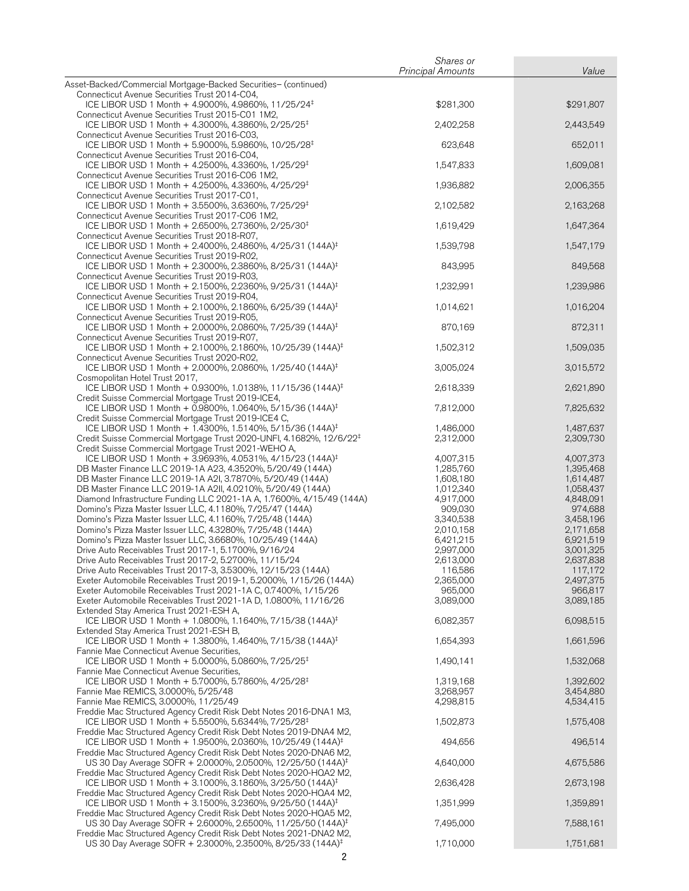| | Shares or Principal Amounts | Value |
|---|---|---|
| Asset-Backed/Commercial Mortgage-Backed Securities– (continued) | | |
| Connecticut Avenue Securities Trust 2014-C04, ICE LIBOR USD 1 Month + 4.9000%, 4.9860%, 11/25/24‡ | $281,300 | $291,807 |
| Connecticut Avenue Securities Trust 2015-C01 1M2, ICE LIBOR USD 1 Month + 4.3000%, 4.3860%, 2/25/25‡ | 2,402,258 | 2,443,549 |
| Connecticut Avenue Securities Trust 2016-C03, ICE LIBOR USD 1 Month + 5.9000%, 5.9860%, 10/25/28‡ | 623,648 | 652,011 |
| Connecticut Avenue Securities Trust 2016-C04, ICE LIBOR USD 1 Month + 4.2500%, 4.3360%, 1/25/29‡ | 1,547,833 | 1,609,081 |
| Connecticut Avenue Securities Trust 2016-C06 1M2, ICE LIBOR USD 1 Month + 4.2500%, 4.3360%, 4/25/29‡ | 1,936,882 | 2,006,355 |
| Connecticut Avenue Securities Trust 2017-C01, ICE LIBOR USD 1 Month + 3.5500%, 3.6360%, 7/25/29‡ | 2,102,582 | 2,163,268 |
| Connecticut Avenue Securities Trust 2017-C06 1M2, ICE LIBOR USD 1 Month + 2.6500%, 2.7360%, 2/25/30‡ | 1,619,429 | 1,647,364 |
| Connecticut Avenue Securities Trust 2018-R07, ICE LIBOR USD 1 Month + 2.4000%, 2.4860%, 4/25/31 (144A)‡ | 1,539,798 | 1,547,179 |
| Connecticut Avenue Securities Trust 2019-R02, ICE LIBOR USD 1 Month + 2.3000%, 2.3860%, 8/25/31 (144A)‡ | 843,995 | 849,568 |
| Connecticut Avenue Securities Trust 2019-R03, ICE LIBOR USD 1 Month + 2.1500%, 2.2360%, 9/25/31 (144A)‡ | 1,232,991 | 1,239,986 |
| Connecticut Avenue Securities Trust 2019-R04, ICE LIBOR USD 1 Month + 2.1000%, 2.1860%, 6/25/39 (144A)‡ | 1,014,621 | 1,016,204 |
| Connecticut Avenue Securities Trust 2019-R05, ICE LIBOR USD 1 Month + 2.0000%, 2.0860%, 7/25/39 (144A)‡ | 870,169 | 872,311 |
| Connecticut Avenue Securities Trust 2019-R07, ICE LIBOR USD 1 Month + 2.1000%, 2.1860%, 10/25/39 (144A)‡ | 1,502,312 | 1,509,035 |
| Connecticut Avenue Securities Trust 2020-R02, ICE LIBOR USD 1 Month + 2.0000%, 2.0860%, 1/25/40 (144A)‡ | 3,005,024 | 3,015,572 |
| Cosmopolitan Hotel Trust 2017, ICE LIBOR USD 1 Month + 0.9300%, 1.0138%, 11/15/36 (144A)‡ | 2,618,339 | 2,621,890 |
| Credit Suisse Commercial Mortgage Trust 2019-ICE4, ICE LIBOR USD 1 Month + 0.9800%, 1.0640%, 5/15/36 (144A)‡ | 7,812,000 | 7,825,632 |
| Credit Suisse Commercial Mortgage Trust 2019-ICE4 C, ICE LIBOR USD 1 Month + 1.4300%, 1.5140%, 5/15/36 (144A)‡ | 1,486,000 | 1,487,637 |
| Credit Suisse Commercial Mortgage Trust 2020-UNFI, 4.1682%, 12/6/22‡ | 2,312,000 | 2,309,730 |
| Credit Suisse Commercial Mortgage Trust 2021-WEHO A, ICE LIBOR USD 1 Month + 3.9693%, 4.0531%, 4/15/23 (144A)‡ | 4,007,315 | 4,007,373 |
| DB Master Finance LLC 2019-1A A23, 4.3520%, 5/20/49 (144A) | 1,285,760 | 1,395,468 |
| DB Master Finance LLC 2019-1A A2I, 3.7870%, 5/20/49 (144A) | 1,608,180 | 1,614,487 |
| DB Master Finance LLC 2019-1A A2II, 4.0210%, 5/20/49 (144A) | 1,012,340 | 1,058,437 |
| Diamond Infrastructure Funding LLC 2021-1A A, 1.7600%, 4/15/49 (144A) | 4,917,000 | 4,848,091 |
| Domino's Pizza Master Issuer LLC, 4.1180%, 7/25/47 (144A) | 909,030 | 974,688 |
| Domino's Pizza Master Issuer LLC, 4.1160%, 7/25/48 (144A) | 3,340,538 | 3,458,196 |
| Domino's Pizza Master Issuer LLC, 4.3280%, 7/25/48 (144A) | 2,010,158 | 2,171,658 |
| Domino's Pizza Master Issuer LLC, 3.6680%, 10/25/49 (144A) | 6,421,215 | 6,921,519 |
| Drive Auto Receivables Trust 2017-1, 5.1700%, 9/16/24 | 2,997,000 | 3,001,325 |
| Drive Auto Receivables Trust 2017-2, 5.2700%, 11/15/24 | 2,613,000 | 2,637,838 |
| Drive Auto Receivables Trust 2017-3, 3.5300%, 12/15/23 (144A) | 116,586 | 117,172 |
| Exeter Automobile Receivables Trust 2019-1, 5.2000%, 1/15/26 (144A) | 2,365,000 | 2,497,375 |
| Exeter Automobile Receivables Trust 2021-1A C, 0.7400%, 1/15/26 | 965,000 | 966,817 |
| Exeter Automobile Receivables Trust 2021-1A D, 1.0800%, 11/16/26 | 3,089,000 | 3,089,185 |
| Extended Stay America Trust 2021-ESH A, ICE LIBOR USD 1 Month + 1.0800%, 1.1640%, 7/15/38 (144A)‡ | 6,082,357 | 6,098,515 |
| Extended Stay America Trust 2021-ESH B, ICE LIBOR USD 1 Month + 1.3800%, 1.4640%, 7/15/38 (144A)‡ | 1,654,393 | 1,661,596 |
| Fannie Mae Connecticut Avenue Securities, ICE LIBOR USD 1 Month + 5.0000%, 5.0860%, 7/25/25‡ | 1,490,141 | 1,532,068 |
| Fannie Mae Connecticut Avenue Securities, ICE LIBOR USD 1 Month + 5.7000%, 5.7860%, 4/25/28‡ | 1,319,168 | 1,392,602 |
| Fannie Mae REMICS, 3.0000%, 5/25/48 | 3,268,957 | 3,454,880 |
| Fannie Mae REMICS, 3.0000%, 11/25/49 | 4,298,815 | 4,534,415 |
| Freddie Mac Structured Agency Credit Risk Debt Notes 2016-DNA1 M3, ICE LIBOR USD 1 Month + 5.5500%, 5.6344%, 7/25/28‡ | 1,502,873 | 1,575,408 |
| Freddie Mac Structured Agency Credit Risk Debt Notes 2019-DNA4 M2, ICE LIBOR USD 1 Month + 1.9500%, 2.0360%, 10/25/49 (144A)‡ | 494,656 | 496,514 |
| Freddie Mac Structured Agency Credit Risk Debt Notes 2020-DNA6 M2, US 30 Day Average SOFR + 2.0000%, 2.0500%, 12/25/50 (144A)‡ | 4,640,000 | 4,675,586 |
| Freddie Mac Structured Agency Credit Risk Debt Notes 2020-HQA2 M2, ICE LIBOR USD 1 Month + 3.1000%, 3.1860%, 3/25/50 (144A)‡ | 2,636,428 | 2,673,198 |
| Freddie Mac Structured Agency Credit Risk Debt Notes 2020-HQA4 M2, ICE LIBOR USD 1 Month + 3.1500%, 3.2360%, 9/25/50 (144A)‡ | 1,351,999 | 1,359,891 |
| Freddie Mac Structured Agency Credit Risk Debt Notes 2020-HQA5 M2, US 30 Day Average SOFR + 2.6000%, 2.6500%, 11/25/50 (144A)‡ | 7,495,000 | 7,588,161 |
| Freddie Mac Structured Agency Credit Risk Debt Notes 2021-DNA2 M2, US 30 Day Average SOFR + 2.3000%, 2.3500%, 8/25/33 (144A)‡ | 1,710,000 | 1,751,681 |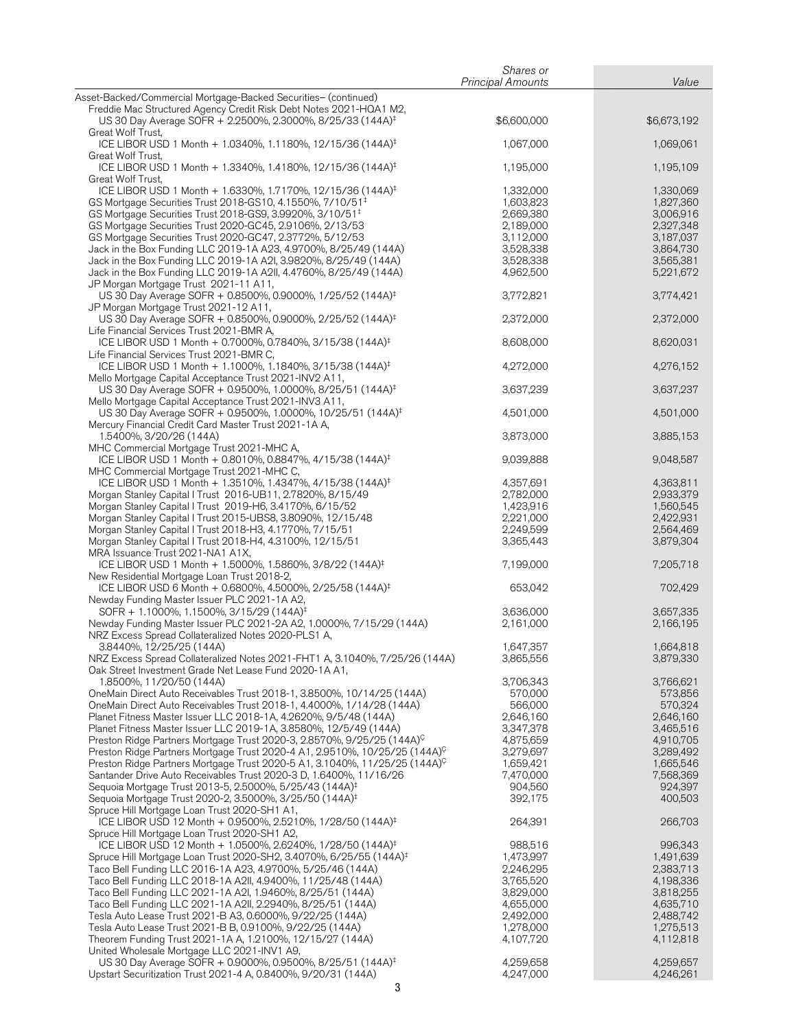| | Shares or Principal Amounts | Value |
|---|---|---|
| Asset-Backed/Commercial Mortgage-Backed Securities– (continued) | | |
| Freddie Mac Structured Agency Credit Risk Debt Notes 2021-HQA1 M2, US 30 Day Average SOFR + 2.2500%, 2.3000%, 8/25/33 (144A)‡ | $6,600,000 | $6,673,192 |
| Great Wolf Trust, ICE LIBOR USD 1 Month + 1.0340%, 1.1180%, 12/15/36 (144A)‡ | 1,067,000 | 1,069,061 |
| Great Wolf Trust, ICE LIBOR USD 1 Month + 1.3340%, 1.4180%, 12/15/36 (144A)‡ | 1,195,000 | 1,195,109 |
| Great Wolf Trust, ICE LIBOR USD 1 Month + 1.6330%, 1.7170%, 12/15/36 (144A)‡ | 1,332,000 | 1,330,069 |
| GS Mortgage Securities Trust 2018-GS10, 4.1550%, 7/10/51‡ | 1,603,823 | 1,827,360 |
| GS Mortgage Securities Trust 2018-GS9, 3.9920%, 3/10/51‡ | 2,669,380 | 3,006,916 |
| GS Mortgage Securities Trust 2020-GC45, 2.9106%, 2/13/53 | 2,189,000 | 2,327,348 |
| GS Mortgage Securities Trust 2020-GC47, 2.3772%, 5/12/53 | 3,112,000 | 3,187,037 |
| Jack in the Box Funding LLC 2019-1A A23, 4.9700%, 8/25/49 (144A) | 3,528,338 | 3,864,730 |
| Jack in the Box Funding LLC 2019-1A A2I, 3.9820%, 8/25/49 (144A) | 3,528,338 | 3,565,381 |
| Jack in the Box Funding LLC 2019-1A A2II, 4.4760%, 8/25/49 (144A) | 4,962,500 | 5,221,672 |
| JP Morgan Mortgage Trust 2021-11 A11, US 30 Day Average SOFR + 0.8500%, 0.9000%, 1/25/52 (144A)‡ | 3,772,821 | 3,774,421 |
| JP Morgan Mortgage Trust 2021-12 A11, US 30 Day Average SOFR + 0.8500%, 0.9000%, 2/25/52 (144A)‡ | 2,372,000 | 2,372,000 |
| Life Financial Services Trust 2021-BMR A, ICE LIBOR USD 1 Month + 0.7000%, 0.7840%, 3/15/38 (144A)‡ | 8,608,000 | 8,620,031 |
| Life Financial Services Trust 2021-BMR C, ICE LIBOR USD 1 Month + 1.1000%, 1.1840%, 3/15/38 (144A)‡ | 4,272,000 | 4,276,152 |
| Mello Mortgage Capital Acceptance Trust 2021-INV2 A11, US 30 Day Average SOFR + 0.9500%, 1.0000%, 8/25/51 (144A)‡ | 3,637,239 | 3,637,237 |
| Mello Mortgage Capital Acceptance Trust 2021-INV3 A11, US 30 Day Average SOFR + 0.9500%, 1.0000%, 10/25/51 (144A)‡ | 4,501,000 | 4,501,000 |
| Mercury Financial Credit Card Master Trust 2021-1A A, 1.5400%, 3/20/26 (144A) | 3,873,000 | 3,885,153 |
| MHC Commercial Mortgage Trust 2021-MHC A, ICE LIBOR USD 1 Month + 0.8010%, 0.8847%, 4/15/38 (144A)‡ | 9,039,888 | 9,048,587 |
| MHC Commercial Mortgage Trust 2021-MHC C, ICE LIBOR USD 1 Month + 1.3510%, 1.4347%, 4/15/38 (144A)‡ | 4,357,691 | 4,363,811 |
| Morgan Stanley Capital I Trust 2016-UB11, 2.7820%, 8/15/49 | 2,782,000 | 2,933,379 |
| Morgan Stanley Capital I Trust 2019-H6, 3.4170%, 6/15/52 | 1,423,916 | 1,560,545 |
| Morgan Stanley Capital I Trust 2015-UBS8, 3.8090%, 12/15/48 | 2,221,000 | 2,422,931 |
| Morgan Stanley Capital I Trust 2018-H3, 4.1770%, 7/15/51 | 2,249,599 | 2,564,469 |
| Morgan Stanley Capital I Trust 2018-H4, 4.3100%, 12/15/51 | 3,365,443 | 3,879,304 |
| MRA Issuance Trust 2021-NA1 A1X, ICE LIBOR USD 1 Month + 1.5000%, 1.5860%, 3/8/22 (144A)‡ | 7,199,000 | 7,205,718 |
| New Residential Mortgage Loan Trust 2018-2, ICE LIBOR USD 6 Month + 0.6800%, 4.5000%, 2/25/58 (144A)‡ | 653,042 | 702,429 |
| Newday Funding Master Issuer PLC 2021-1A A2, SOFR + 1.1000%, 1.1500%, 3/15/29 (144A)‡ | 3,636,000 | 3,657,335 |
| Newday Funding Master Issuer PLC 2021-2A A2, 1.0000%, 7/15/29 (144A) | 2,161,000 | 2,166,195 |
| NRZ Excess Spread Collateralized Notes 2020-PLS1 A, 3.8440%, 12/25/25 (144A) | 1,647,357 | 1,664,818 |
| NRZ Excess Spread Collateralized Notes 2021-FHT1 A, 3.1040%, 7/25/26 (144A) | 3,865,556 | 3,879,330 |
| Oak Street Investment Grade Net Lease Fund 2020-1A A1, 1.8500%, 11/20/50 (144A) | 3,706,343 | 3,766,621 |
| OneMain Direct Auto Receivables Trust 2018-1, 3.8500%, 10/14/25 (144A) | 570,000 | 573,856 |
| OneMain Direct Auto Receivables Trust 2018-1, 4.4000%, 1/14/28 (144A) | 566,000 | 570,324 |
| Planet Fitness Master Issuer LLC 2018-1A, 4.2620%, 9/5/48 (144A) | 2,646,160 | 2,646,160 |
| Planet Fitness Master Issuer LLC 2019-1A, 3.8580%, 12/5/49 (144A) | 3,347,378 | 3,465,516 |
| Preston Ridge Partners Mortgage Trust 2020-3, 2.8570%, 9/25/25 (144A)Ç | 4,875,659 | 4,910,705 |
| Preston Ridge Partners Mortgage Trust 2020-4 A1, 2.9510%, 10/25/25 (144A)Ç | 3,279,697 | 3,289,492 |
| Preston Ridge Partners Mortgage Trust 2020-5 A1, 3.1040%, 11/25/25 (144A)Ç | 1,659,421 | 1,665,546 |
| Santander Drive Auto Receivables Trust 2020-3 D, 1.6400%, 11/16/26 | 7,470,000 | 7,568,369 |
| Sequoia Mortgage Trust 2013-5, 2.5000%, 5/25/43 (144A)‡ | 904,560 | 924,397 |
| Sequoia Mortgage Trust 2020-2, 3.5000%, 3/25/50 (144A)‡ | 392,175 | 400,503 |
| Spruce Hill Mortgage Loan Trust 2020-SH1 A1, ICE LIBOR USD 12 Month + 0.9500%, 2.5210%, 1/28/50 (144A)‡ | 264,391 | 266,703 |
| Spruce Hill Mortgage Loan Trust 2020-SH1 A2, ICE LIBOR USD 12 Month + 1.0500%, 2.6240%, 1/28/50 (144A)‡ | 988,516 | 996,343 |
| Spruce Hill Mortgage Loan Trust 2020-SH2, 3.4070%, 6/25/55 (144A)‡ | 1,473,997 | 1,491,639 |
| Taco Bell Funding LLC 2016-1A A23, 4.9700%, 5/25/46 (144A) | 2,246,295 | 2,383,713 |
| Taco Bell Funding LLC 2018-1A A2II, 4.9400%, 11/25/48 (144A) | 3,765,520 | 4,198,336 |
| Taco Bell Funding LLC 2021-1A A2I, 1.9460%, 8/25/51 (144A) | 3,829,000 | 3,818,255 |
| Taco Bell Funding LLC 2021-1A A2II, 2.2940%, 8/25/51 (144A) | 4,655,000 | 4,635,710 |
| Tesla Auto Lease Trust 2021-B A3, 0.6000%, 9/22/25 (144A) | 2,492,000 | 2,488,742 |
| Tesla Auto Lease Trust 2021-B B, 0.9100%, 9/22/25 (144A) | 1,278,000 | 1,275,513 |
| Theorem Funding Trust 2021-1A A, 1.2100%, 12/15/27 (144A) | 4,107,720 | 4,112,818 |
| United Wholesale Mortgage LLC 2021-INV1 A9, US 30 Day Average SOFR + 0.9000%, 0.9500%, 8/25/51 (144A)‡ | 4,259,658 | 4,259,657 |
| Upstart Securitization Trust 2021-4 A, 0.8400%, 9/20/31 (144A) | 4,247,000 | 4,246,261 |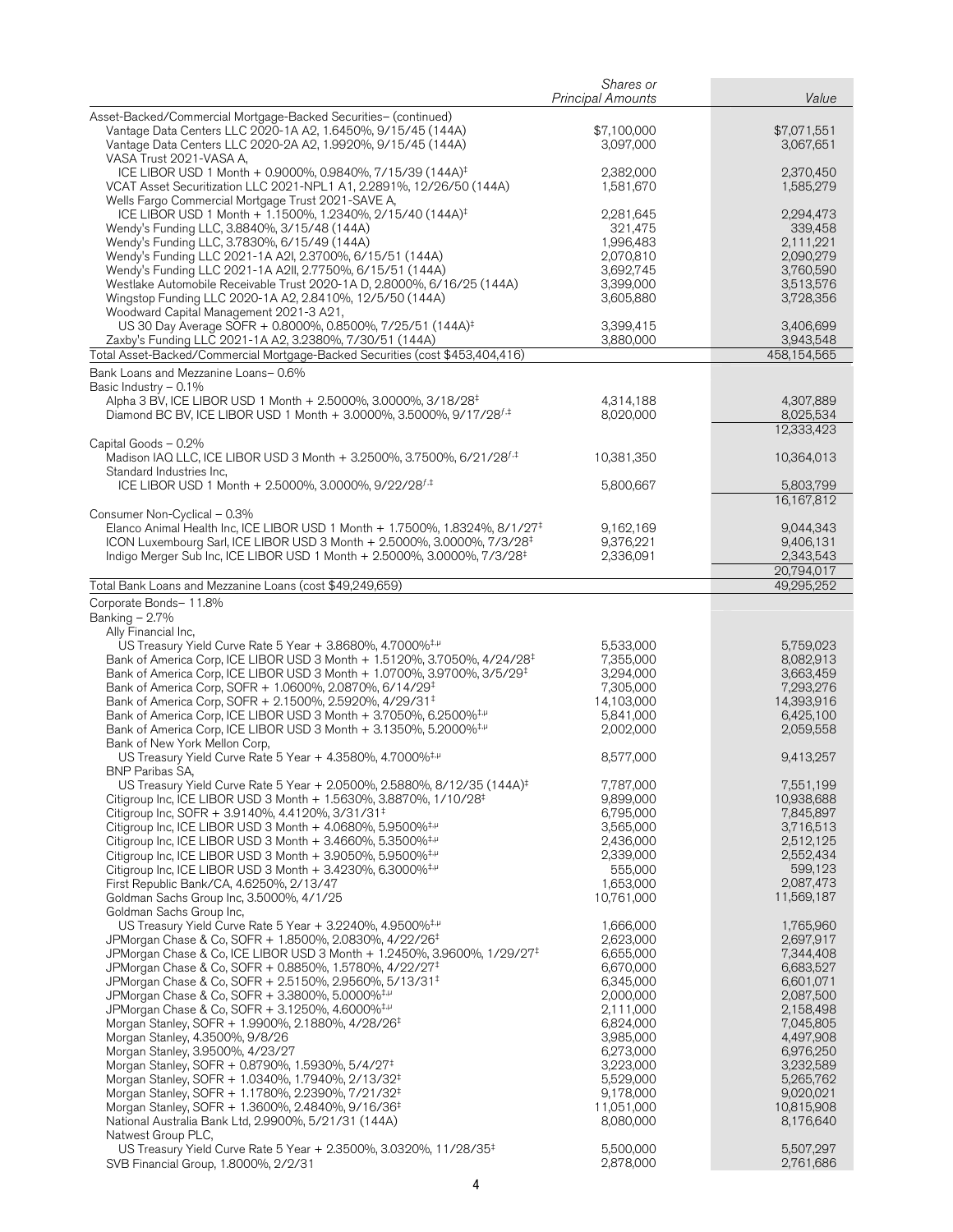| | Shares or Principal Amounts | Value |
|---|---|---|
| Asset-Backed/Commercial Mortgage-Backed Securities– (continued) | | |
| Vantage Data Centers LLC 2020-1A A2, 1.6450%, 9/15/45 (144A) | $7,100,000 | $7,071,551 |
| Vantage Data Centers LLC 2020-2A A2, 1.9920%, 9/15/45 (144A) | 3,097,000 | 3,067,651 |
| VASA Trust 2021-VASA A, | | |
| ICE LIBOR USD 1 Month + 0.9000%, 0.9840%, 7/15/39 (144A)‡ | 2,382,000 | 2,370,450 |
| VCAT Asset Securitization LLC 2021-NPL1 A1, 2.2891%, 12/26/50 (144A) | 1,581,670 | 1,585,279 |
| Wells Fargo Commercial Mortgage Trust 2021-SAVE A, | | |
| ICE LIBOR USD 1 Month + 1.1500%, 1.2340%, 2/15/40 (144A)‡ | 2,281,645 | 2,294,473 |
| Wendy's Funding LLC, 3.8840%, 3/15/48 (144A) | 321,475 | 339,458 |
| Wendy's Funding LLC, 3.7830%, 6/15/49 (144A) | 1,996,483 | 2,111,221 |
| Wendy's Funding LLC 2021-1A A2I, 2.3700%, 6/15/51 (144A) | 2,070,810 | 2,090,279 |
| Wendy's Funding LLC 2021-1A A2II, 2.7750%, 6/15/51 (144A) | 3,692,745 | 3,760,590 |
| Westlake Automobile Receivable Trust 2020-1A D, 2.8000%, 6/16/25 (144A) | 3,399,000 | 3,513,576 |
| Wingstop Funding LLC 2020-1A A2, 2.8410%, 12/5/50 (144A) | 3,605,880 | 3,728,356 |
| Woodward Capital Management 2021-3 A21, | | |
| US 30 Day Average SOFR + 0.8000%, 0.8500%, 7/25/51 (144A)‡ | 3,399,415 | 3,406,699 |
| Zaxby's Funding LLC 2021-1A A2, 3.2380%, 7/30/51 (144A) | 3,880,000 | 3,943,548 |
| Total Asset-Backed/Commercial Mortgage-Backed Securities (cost $453,404,416) | | 458,154,565 |
| Bank Loans and Mezzanine Loans– 0.6% | | |
| Basic Industry – 0.1% | | |
| Alpha 3 BV, ICE LIBOR USD 1 Month + 2.5000%, 3.0000%, 3/18/28‡ | 4,314,188 | 4,307,889 |
| Diamond BC BV, ICE LIBOR USD 1 Month + 3.0000%, 3.5000%, 9/17/28ƒ,‡ | 8,020,000 | 8,025,534 |
| | | 12,333,423 |
| Capital Goods – 0.2% | | |
| Madison IAQ LLC, ICE LIBOR USD 3 Month + 3.2500%, 3.7500%, 6/21/28ƒ,‡ | 10,381,350 | 10,364,013 |
| Standard Industries Inc, | | |
| ICE LIBOR USD 1 Month + 2.5000%, 3.0000%, 9/22/28ƒ,‡ | 5,800,667 | 5,803,799 |
| | | 16,167,812 |
| Consumer Non-Cyclical – 0.3% | | |
| Elanco Animal Health Inc, ICE LIBOR USD 1 Month + 1.7500%, 1.8324%, 8/1/27‡ | 9,162,169 | 9,044,343 |
| ICON Luxembourg Sarl, ICE LIBOR USD 3 Month + 2.5000%, 3.0000%, 7/3/28‡ | 9,376,221 | 9,406,131 |
| Indigo Merger Sub Inc, ICE LIBOR USD 1 Month + 2.5000%, 3.0000%, 7/3/28‡ | 2,336,091 | 2,343,543 |
| | | 20,794,017 |
| Total Bank Loans and Mezzanine Loans (cost $49,249,659) | | 49,295,252 |
| Corporate Bonds– 11.8% | | |
| Banking – 2.7% | | |
| Ally Financial Inc, | | |
| US Treasury Yield Curve Rate 5 Year + 3.8680%, 4.7000%‡,µ | 5,533,000 | 5,759,023 |
| Bank of America Corp, ICE LIBOR USD 3 Month + 1.5120%, 3.7050%, 4/24/28‡ | 7,355,000 | 8,082,913 |
| Bank of America Corp, ICE LIBOR USD 3 Month + 1.0700%, 3.9700%, 3/5/29‡ | 3,294,000 | 3,663,459 |
| Bank of America Corp, SOFR + 1.0600%, 2.0870%, 6/14/29‡ | 7,305,000 | 7,293,276 |
| Bank of America Corp, SOFR + 2.1500%, 2.5920%, 4/29/31‡ | 14,103,000 | 14,393,916 |
| Bank of America Corp, ICE LIBOR USD 3 Month + 3.7050%, 6.2500%‡,µ | 5,841,000 | 6,425,100 |
| Bank of America Corp, ICE LIBOR USD 3 Month + 3.1350%, 5.2000%‡,µ | 2,002,000 | 2,059,558 |
| Bank of New York Mellon Corp, | | |
| US Treasury Yield Curve Rate 5 Year + 4.3580%, 4.7000%‡,µ | 8,577,000 | 9,413,257 |
| BNP Paribas SA, | | |
| US Treasury Yield Curve Rate 5 Year + 2.0500%, 2.5880%, 8/12/35 (144A)‡ | 7,787,000 | 7,551,199 |
| Citigroup Inc, ICE LIBOR USD 3 Month + 1.5630%, 3.8870%, 1/10/28‡ | 9,899,000 | 10,938,688 |
| Citigroup Inc, SOFR + 3.9140%, 4.4120%, 3/31/31‡ | 6,795,000 | 7,845,897 |
| Citigroup Inc, ICE LIBOR USD 3 Month + 4.0680%, 5.9500%‡,µ | 3,565,000 | 3,716,513 |
| Citigroup Inc, ICE LIBOR USD 3 Month + 3.4660%, 5.3500%‡,µ | 2,436,000 | 2,512,125 |
| Citigroup Inc, ICE LIBOR USD 3 Month + 3.9050%, 5.9500%‡,µ | 2,339,000 | 2,552,434 |
| Citigroup Inc, ICE LIBOR USD 3 Month + 3.4230%, 6.3000%‡,µ | 555,000 | 599,123 |
| First Republic Bank/CA, 4.6250%, 2/13/47 | 1,653,000 | 2,087,473 |
| Goldman Sachs Group Inc, 3.5000%, 4/1/25 | 10,761,000 | 11,569,187 |
| Goldman Sachs Group Inc, | | |
| US Treasury Yield Curve Rate 5 Year + 3.2240%, 4.9500%‡,µ | 1,666,000 | 1,765,960 |
| JPMorgan Chase & Co, SOFR + 1.8500%, 2.0830%, 4/22/26‡ | 2,623,000 | 2,697,917 |
| JPMorgan Chase & Co, ICE LIBOR USD 3 Month + 1.2450%, 3.9600%, 1/29/27‡ | 6,655,000 | 7,344,408 |
| JPMorgan Chase & Co, SOFR + 0.8850%, 1.5780%, 4/22/27‡ | 6,670,000 | 6,683,527 |
| JPMorgan Chase & Co, SOFR + 2.5150%, 2.9560%, 5/13/31‡ | 6,345,000 | 6,601,071 |
| JPMorgan Chase & Co, SOFR + 3.3800%, 5.0000%‡,µ | 2,000,000 | 2,087,500 |
| JPMorgan Chase & Co, SOFR + 3.1250%, 4.6000%‡,µ | 2,111,000 | 2,158,498 |
| Morgan Stanley, SOFR + 1.9900%, 2.1880%, 4/28/26‡ | 6,824,000 | 7,045,805 |
| Morgan Stanley, 4.3500%, 9/8/26 | 3,985,000 | 4,497,908 |
| Morgan Stanley, 3.9500%, 4/23/27 | 6,273,000 | 6,976,250 |
| Morgan Stanley, SOFR + 0.8790%, 1.5930%, 5/4/27‡ | 3,223,000 | 3,232,589 |
| Morgan Stanley, SOFR + 1.0340%, 1.7940%, 2/13/32‡ | 5,529,000 | 5,265,762 |
| Morgan Stanley, SOFR + 1.1780%, 2.2390%, 7/21/32‡ | 9,178,000 | 9,020,021 |
| Morgan Stanley, SOFR + 1.3600%, 2.4840%, 9/16/36‡ | 11,051,000 | 10,815,908 |
| National Australia Bank Ltd, 2.9900%, 5/21/31 (144A) | 8,080,000 | 8,176,640 |
| Natwest Group PLC, | | |
| US Treasury Yield Curve Rate 5 Year + 2.3500%, 3.0320%, 11/28/35‡ | 5,500,000 | 5,507,297 |
| SVB Financial Group, 1.8000%, 2/2/31 | 2,878,000 | 2,761,686 |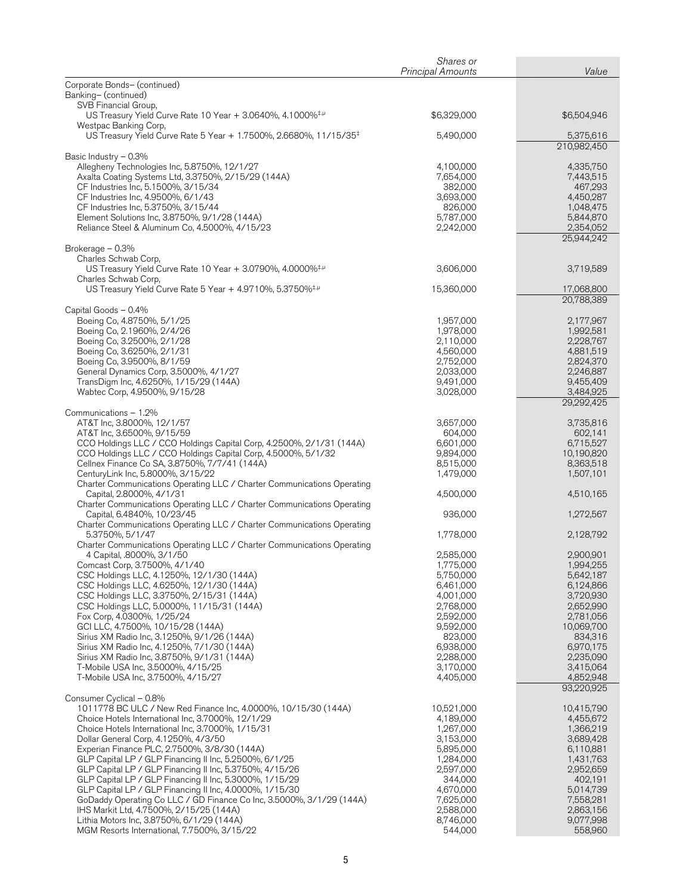| | Shares or Principal Amounts | Value |
|---|---|---|
| Corporate Bonds– (continued) | | |
| Banking– (continued) | | |
| SVB Financial Group, | | |
| US Treasury Yield Curve Rate 10 Year + 3.0640%, 4.1000%‡,µ | $6,329,000 | $6,504,946 |
| Westpac Banking Corp, | | |
| US Treasury Yield Curve Rate 5 Year + 1.7500%, 2.6680%, 11/15/35‡ | 5,490,000 | 5,375,616 |
| | | 210,982,450 |
| Basic Industry – 0.3% | | |
| Allegheny Technologies Inc, 5.8750%, 12/1/27 | 4,100,000 | 4,335,750 |
| Axalta Coating Systems Ltd, 3.3750%, 2/15/29 (144A) | 7,654,000 | 7,443,515 |
| CF Industries Inc, 5.1500%, 3/15/34 | 382,000 | 467,293 |
| CF Industries Inc, 4.9500%, 6/1/43 | 3,693,000 | 4,450,287 |
| CF Industries Inc, 5.3750%, 3/15/44 | 826,000 | 1,048,475 |
| Element Solutions Inc, 3.8750%, 9/1/28 (144A) | 5,787,000 | 5,844,870 |
| Reliance Steel & Aluminum Co, 4.5000%, 4/15/23 | 2,242,000 | 2,354,052 |
| | | 25,944,242 |
| Brokerage – 0.3% | | |
| Charles Schwab Corp, | | |
| US Treasury Yield Curve Rate 10 Year + 3.0790%, 4.0000%‡,µ | 3,606,000 | 3,719,589 |
| Charles Schwab Corp, | | |
| US Treasury Yield Curve Rate 5 Year + 4.9710%, 5.3750%‡,µ | 15,360,000 | 17,068,800 |
| | | 20,788,389 |
| Capital Goods – 0.4% | | |
| Boeing Co, 4.8750%, 5/1/25 | 1,957,000 | 2,177,967 |
| Boeing Co, 2.1960%, 2/4/26 | 1,978,000 | 1,992,581 |
| Boeing Co, 3.2500%, 2/1/28 | 2,110,000 | 2,228,767 |
| Boeing Co, 3.6250%, 2/1/31 | 4,560,000 | 4,881,519 |
| Boeing Co, 3.9500%, 8/1/59 | 2,752,000 | 2,824,370 |
| General Dynamics Corp, 3.5000%, 4/1/27 | 2,033,000 | 2,246,887 |
| TransDigm Inc, 4.6250%, 1/15/29 (144A) | 9,491,000 | 9,455,409 |
| Wabtec Corp, 4.9500%, 9/15/28 | 3,028,000 | 3,484,925 |
| | | 29,292,425 |
| Communications – 1.2% | | |
| AT&T Inc, 3.8000%, 12/1/57 | 3,657,000 | 3,735,816 |
| AT&T Inc, 3.6500%, 9/15/59 | 604,000 | 602,141 |
| CCO Holdings LLC / CCO Holdings Capital Corp, 4.2500%, 2/1/31 (144A) | 6,601,000 | 6,715,527 |
| CCO Holdings LLC / CCO Holdings Capital Corp, 4.5000%, 5/1/32 | 9,894,000 | 10,190,820 |
| Cellnex Finance Co SA, 3.8750%, 7/7/41 (144A) | 8,515,000 | 8,363,518 |
| CenturyLink Inc, 5.8000%, 3/15/22 | 1,479,000 | 1,507,101 |
| Charter Communications Operating LLC / Charter Communications Operating Capital, 2.8000%, 4/1/31 | 4,500,000 | 4,510,165 |
| Charter Communications Operating LLC / Charter Communications Operating Capital, 6.4840%, 10/23/45 | 936,000 | 1,272,567 |
| Charter Communications Operating LLC / Charter Communications Operating 5.3750%, 5/1/47 | 1,778,000 | 2,128,792 |
| Charter Communications Operating LLC / Charter Communications Operating 4 Capital, .8000%, 3/1/50 | 2,585,000 | 2,900,901 |
| Comcast Corp, 3.7500%, 4/1/40 | 1,775,000 | 1,994,255 |
| CSC Holdings LLC, 4.1250%, 12/1/30 (144A) | 5,750,000 | 5,642,187 |
| CSC Holdings LLC, 4.6250%, 12/1/30 (144A) | 6,461,000 | 6,124,866 |
| CSC Holdings LLC, 3.3750%, 2/15/31 (144A) | 4,001,000 | 3,720,930 |
| CSC Holdings LLC, 5.0000%, 11/15/31 (144A) | 2,768,000 | 2,652,990 |
| Fox Corp, 4.0300%, 1/25/24 | 2,592,000 | 2,781,056 |
| GCI LLC, 4.7500%, 10/15/28 (144A) | 9,592,000 | 10,069,700 |
| Sirius XM Radio Inc, 3.1250%, 9/1/26 (144A) | 823,000 | 834,316 |
| Sirius XM Radio Inc, 4.1250%, 7/1/30 (144A) | 6,938,000 | 6,970,175 |
| Sirius XM Radio Inc, 3.8750%, 9/1/31 (144A) | 2,288,000 | 2,235,090 |
| T-Mobile USA Inc, 3.5000%, 4/15/25 | 3,170,000 | 3,415,064 |
| T-Mobile USA Inc, 3.7500%, 4/15/27 | 4,405,000 | 4,852,948 |
| | | 93,220,925 |
| Consumer Cyclical – 0.8% | | |
| 1011778 BC ULC / New Red Finance Inc, 4.0000%, 10/15/30 (144A) | 10,521,000 | 10,415,790 |
| Choice Hotels International Inc, 3.7000%, 12/1/29 | 4,189,000 | 4,455,672 |
| Choice Hotels International Inc, 3.7000%, 1/15/31 | 1,267,000 | 1,366,219 |
| Dollar General Corp, 4.1250%, 4/3/50 | 3,153,000 | 3,689,428 |
| Experian Finance PLC, 2.7500%, 3/8/30 (144A) | 5,895,000 | 6,110,881 |
| GLP Capital LP / GLP Financing II Inc, 5.2500%, 6/1/25 | 1,284,000 | 1,431,763 |
| GLP Capital LP / GLP Financing II Inc, 5.3750%, 4/15/26 | 2,597,000 | 2,952,659 |
| GLP Capital LP / GLP Financing II Inc, 5.3000%, 1/15/29 | 344,000 | 402,191 |
| GLP Capital LP / GLP Financing II Inc, 4.0000%, 1/15/30 | 4,670,000 | 5,014,739 |
| GoDaddy Operating Co LLC / GD Finance Co Inc, 3.5000%, 3/1/29 (144A) | 7,625,000 | 7,558,281 |
| IHS Markit Ltd, 4.7500%, 2/15/25 (144A) | 2,588,000 | 2,863,156 |
| Lithia Motors Inc, 3.8750%, 6/1/29 (144A) | 8,746,000 | 9,077,998 |
| MGM Resorts International, 7.7500%, 3/15/22 | 544,000 | 558,960 |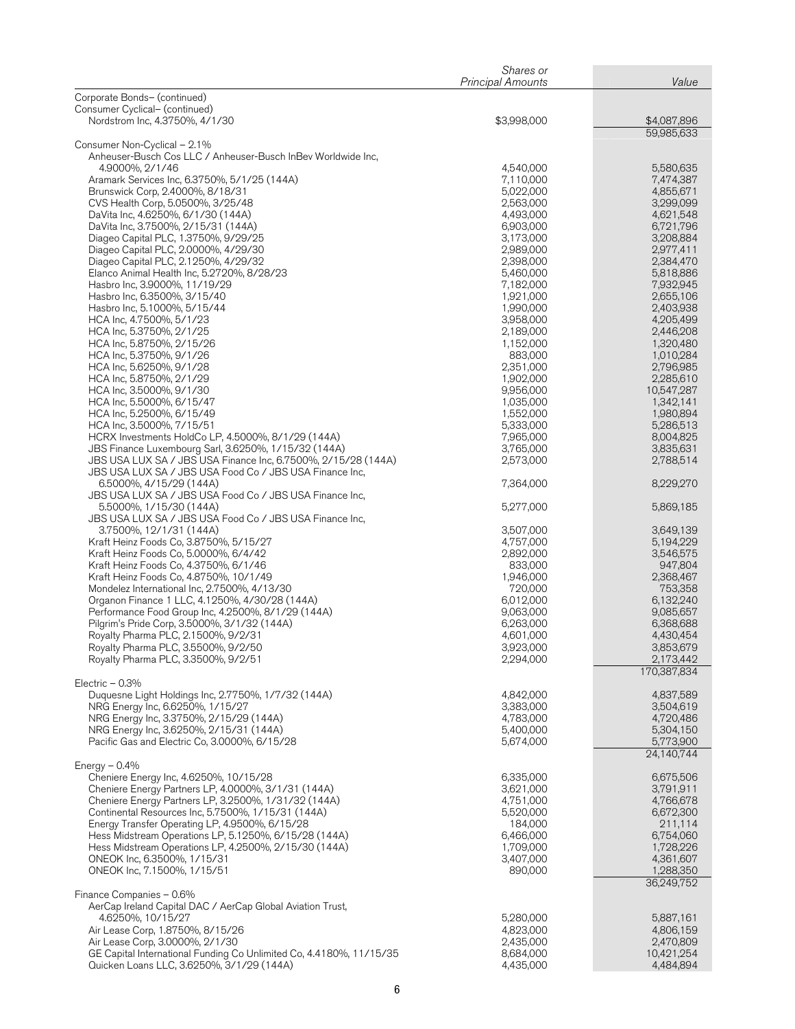| | Shares or Principal Amounts | Value |
|---|---|---|
| Corporate Bonds– (continued) | | |
| Consumer Cyclical– (continued) | | |
| Nordstrom Inc, 4.3750%, 4/1/30 | $3,998,000 | $4,087,896 |
| | | 59,985,633 |
| Consumer Non-Cyclical – 2.1% | | |
| Anheuser-Busch Cos LLC / Anheuser-Busch InBev Worldwide Inc, 4.9000%, 2/1/46 | 4,540,000 | 5,580,635 |
| Aramark Services Inc, 6.3750%, 5/1/25 (144A) | 7,110,000 | 7,474,387 |
| Brunswick Corp, 2.4000%, 8/18/31 | 5,022,000 | 4,855,671 |
| CVS Health Corp, 5.0500%, 3/25/48 | 2,563,000 | 3,299,099 |
| DaVita Inc, 4.6250%, 6/1/30 (144A) | 4,493,000 | 4,621,548 |
| DaVita Inc, 3.7500%, 2/15/31 (144A) | 6,903,000 | 6,721,796 |
| Diageo Capital PLC, 1.3750%, 9/29/25 | 3,173,000 | 3,208,884 |
| Diageo Capital PLC, 2.0000%, 4/29/30 | 2,989,000 | 2,977,411 |
| Diageo Capital PLC, 2.1250%, 4/29/32 | 2,398,000 | 2,384,470 |
| Elanco Animal Health Inc, 5.2720%, 8/28/23 | 5,460,000 | 5,818,886 |
| Hasbro Inc, 3.9000%, 11/19/29 | 7,182,000 | 7,932,945 |
| Hasbro Inc, 6.3500%, 3/15/40 | 1,921,000 | 2,655,106 |
| Hasbro Inc, 5.1000%, 5/15/44 | 1,990,000 | 2,403,938 |
| HCA Inc, 4.7500%, 5/1/23 | 3,958,000 | 4,205,499 |
| HCA Inc, 5.3750%, 2/1/25 | 2,189,000 | 2,446,208 |
| HCA Inc, 5.8750%, 2/15/26 | 1,152,000 | 1,320,480 |
| HCA Inc, 5.3750%, 9/1/26 | 883,000 | 1,010,284 |
| HCA Inc, 5.6250%, 9/1/28 | 2,351,000 | 2,796,985 |
| HCA Inc, 5.8750%, 2/1/29 | 1,902,000 | 2,285,610 |
| HCA Inc, 3.5000%, 9/1/30 | 9,956,000 | 10,547,287 |
| HCA Inc, 5.5000%, 6/15/47 | 1,035,000 | 1,342,141 |
| HCA Inc, 5.2500%, 6/15/49 | 1,552,000 | 1,980,894 |
| HCA Inc, 3.5000%, 7/15/51 | 5,333,000 | 5,286,513 |
| HCRX Investments HoldCo LP, 4.5000%, 8/1/29 (144A) | 7,965,000 | 8,004,825 |
| JBS Finance Luxembourg Sarl, 3.6250%, 1/15/32 (144A) | 3,765,000 | 3,835,631 |
| JBS USA LUX SA / JBS USA Finance Inc, 6.7500%, 2/15/28 (144A) | 2,573,000 | 2,788,514 |
| JBS USA LUX SA / JBS USA Food Co / JBS USA Finance Inc, 6.5000%, 4/15/29 (144A) | 7,364,000 | 8,229,270 |
| JBS USA LUX SA / JBS USA Food Co / JBS USA Finance Inc, 5.5000%, 1/15/30 (144A) | 5,277,000 | 5,869,185 |
| JBS USA LUX SA / JBS USA Food Co / JBS USA Finance Inc, 3.7500%, 12/1/31 (144A) | 3,507,000 | 3,649,139 |
| Kraft Heinz Foods Co, 3.8750%, 5/15/27 | 4,757,000 | 5,194,229 |
| Kraft Heinz Foods Co, 5.0000%, 6/4/42 | 2,892,000 | 3,546,575 |
| Kraft Heinz Foods Co, 4.3750%, 6/1/46 | 833,000 | 947,804 |
| Kraft Heinz Foods Co, 4.8750%, 10/1/49 | 1,946,000 | 2,368,467 |
| Mondelez International Inc, 2.7500%, 4/13/30 | 720,000 | 753,358 |
| Organon Finance 1 LLC, 4.1250%, 4/30/28 (144A) | 6,012,000 | 6,132,240 |
| Performance Food Group Inc, 4.2500%, 8/1/29 (144A) | 9,063,000 | 9,085,657 |
| Pilgrim's Pride Corp, 3.5000%, 3/1/32 (144A) | 6,263,000 | 6,368,688 |
| Royalty Pharma PLC, 2.1500%, 9/2/31 | 4,601,000 | 4,430,454 |
| Royalty Pharma PLC, 3.5500%, 9/2/50 | 3,923,000 | 3,853,679 |
| Royalty Pharma PLC, 3.3500%, 9/2/51 | 2,294,000 | 2,173,442 |
| | | 170,387,834 |
| Electric – 0.3% | | |
| Duquesne Light Holdings Inc, 2.7750%, 1/7/32 (144A) | 4,842,000 | 4,837,589 |
| NRG Energy Inc, 6.6250%, 1/15/27 | 3,383,000 | 3,504,619 |
| NRG Energy Inc, 3.3750%, 2/15/29 (144A) | 4,783,000 | 4,720,486 |
| NRG Energy Inc, 3.6250%, 2/15/31 (144A) | 5,400,000 | 5,304,150 |
| Pacific Gas and Electric Co, 3.0000%, 6/15/28 | 5,674,000 | 5,773,900 |
| | | 24,140,744 |
| Energy – 0.4% | | |
| Cheniere Energy Inc, 4.6250%, 10/15/28 | 6,335,000 | 6,675,506 |
| Cheniere Energy Partners LP, 4.0000%, 3/1/31 (144A) | 3,621,000 | 3,791,911 |
| Cheniere Energy Partners LP, 3.2500%, 1/31/32 (144A) | 4,751,000 | 4,766,678 |
| Continental Resources Inc, 5.7500%, 1/15/31 (144A) | 5,520,000 | 6,672,300 |
| Energy Transfer Operating LP, 4.9500%, 6/15/28 | 184,000 | 211,114 |
| Hess Midstream Operations LP, 5.1250%, 6/15/28 (144A) | 6,466,000 | 6,754,060 |
| Hess Midstream Operations LP, 4.2500%, 2/15/30 (144A) | 1,709,000 | 1,728,226 |
| ONEOK Inc, 6.3500%, 1/15/31 | 3,407,000 | 4,361,607 |
| ONEOK Inc, 7.1500%, 1/15/51 | 890,000 | 1,288,350 |
| | | 36,249,752 |
| Finance Companies – 0.6% | | |
| AerCap Ireland Capital DAC / AerCap Global Aviation Trust, 4.6250%, 10/15/27 | 5,280,000 | 5,887,161 |
| Air Lease Corp, 1.8750%, 8/15/26 | 4,823,000 | 4,806,159 |
| Air Lease Corp, 3.0000%, 2/1/30 | 2,435,000 | 2,470,809 |
| GE Capital International Funding Co Unlimited Co, 4.4180%, 11/15/35 | 8,684,000 | 10,421,254 |
| Quicken Loans LLC, 3.6250%, 3/1/29 (144A) | 4,435,000 | 4,484,894 |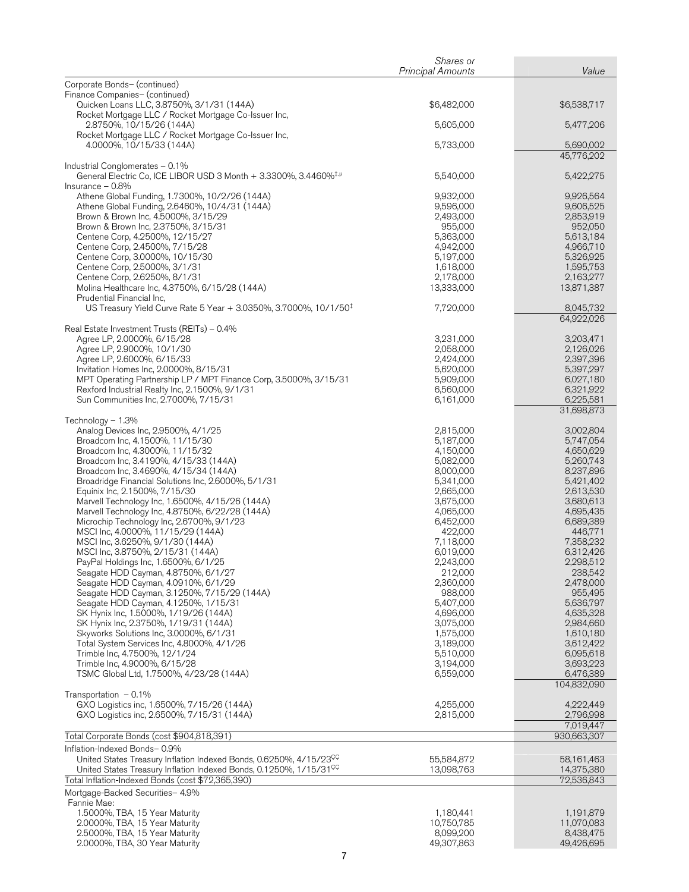| | Shares or Principal Amounts | Value |
|---|---|---|
| Corporate Bonds– (continued) | | |
| Finance Companies– (continued) | | |
| Quicken Loans LLC, 3.8750%, 3/1/31 (144A) | $6,482,000 | $6,538,717 |
| Rocket Mortgage LLC / Rocket Mortgage Co-Issuer Inc, 2.8750%, 10/15/26 (144A) | 5,605,000 | 5,477,206 |
| Rocket Mortgage LLC / Rocket Mortgage Co-Issuer Inc, 4.0000%, 10/15/33 (144A) | 5,733,000 | 5,690,002 |
| | | 45,776,202 |
| Industrial Conglomerates – 0.1% | | |
| General Electric Co, ICE LIBOR USD 3 Month + 3.3300%, 3.4460%[‡,µ] | 5,540,000 | 5,422,275 |
| Insurance – 0.8% | | |
| Athene Global Funding, 1.7300%, 10/2/26 (144A) | 9,932,000 | 9,926,564 |
| Athene Global Funding, 2.6460%, 10/4/31 (144A) | 9,596,000 | 9,606,525 |
| Brown & Brown Inc, 4.5000%, 3/15/29 | 2,493,000 | 2,853,919 |
| Brown & Brown Inc, 2.3750%, 3/15/31 | 955,000 | 952,050 |
| Centene Corp, 4.2500%, 12/15/27 | 5,363,000 | 5,613,184 |
| Centene Corp, 2.4500%, 7/15/28 | 4,942,000 | 4,966,710 |
| Centene Corp, 3.0000%, 10/15/30 | 5,197,000 | 5,326,925 |
| Centene Corp, 2.5000%, 3/1/31 | 1,618,000 | 1,595,753 |
| Centene Corp, 2.6250%, 8/1/31 | 2,178,000 | 2,163,277 |
| Molina Healthcare Inc, 4.3750%, 6/15/28 (144A) | 13,333,000 | 13,871,387 |
| Prudential Financial Inc, US Treasury Yield Curve Rate 5 Year + 3.0350%, 3.7000%, 10/1/50[‡] | 7,720,000 | 8,045,732 |
| | | 64,922,026 |
| Real Estate Investment Trusts (REITs) – 0.4% | | |
| Agree LP, 2.0000%, 6/15/28 | 3,231,000 | 3,203,471 |
| Agree LP, 2.9000%, 10/1/30 | 2,058,000 | 2,126,026 |
| Agree LP, 2.6000%, 6/15/33 | 2,424,000 | 2,397,396 |
| Invitation Homes Inc, 2.0000%, 8/15/31 | 5,620,000 | 5,397,297 |
| MPT Operating Partnership LP / MPT Finance Corp, 3.5000%, 3/15/31 | 5,909,000 | 6,027,180 |
| Rexford Industrial Realty Inc, 2.1500%, 9/1/31 | 6,560,000 | 6,321,922 |
| Sun Communities Inc, 2.7000%, 7/15/31 | 6,161,000 | 6,225,581 |
| | | 31,698,873 |
| Technology – 1.3% | | |
| Analog Devices Inc, 2.9500%, 4/1/25 | 2,815,000 | 3,002,804 |
| Broadcom Inc, 4.1500%, 11/15/30 | 5,187,000 | 5,747,054 |
| Broadcom Inc, 4.3000%, 11/15/32 | 4,150,000 | 4,650,629 |
| Broadcom Inc, 3.4190%, 4/15/33 (144A) | 5,082,000 | 5,260,743 |
| Broadcom Inc, 3.4690%, 4/15/34 (144A) | 8,000,000 | 8,237,896 |
| Broadridge Financial Solutions Inc, 2.6000%, 5/1/31 | 5,341,000 | 5,421,402 |
| Equinix Inc, 2.1500%, 7/15/30 | 2,665,000 | 2,613,530 |
| Marvell Technology Inc, 1.6500%, 4/15/26 (144A) | 3,675,000 | 3,680,613 |
| Marvell Technology Inc, 4.8750%, 6/22/28 (144A) | 4,065,000 | 4,695,435 |
| Microchip Technology Inc, 2.6700%, 9/1/23 | 6,452,000 | 6,689,389 |
| MSCI Inc, 4.0000%, 11/15/29 (144A) | 422,000 | 446,771 |
| MSCI Inc, 3.6250%, 9/1/30 (144A) | 7,118,000 | 7,358,232 |
| MSCI Inc, 3.8750%, 2/15/31 (144A) | 6,019,000 | 6,312,426 |
| PayPal Holdings Inc, 1.6500%, 6/1/25 | 2,243,000 | 2,298,512 |
| Seagate HDD Cayman, 4.8750%, 6/1/27 | 212,000 | 238,542 |
| Seagate HDD Cayman, 4.0910%, 6/1/29 | 2,360,000 | 2,478,000 |
| Seagate HDD Cayman, 3.1250%, 7/15/29 (144A) | 988,000 | 955,495 |
| Seagate HDD Cayman, 4.1250%, 1/15/31 | 5,407,000 | 5,636,797 |
| SK Hynix Inc, 1.5000%, 1/19/26 (144A) | 4,696,000 | 4,635,328 |
| SK Hynix Inc, 2.3750%, 1/19/31 (144A) | 3,075,000 | 2,984,660 |
| Skyworks Solutions Inc, 3.0000%, 6/1/31 | 1,575,000 | 1,610,180 |
| Total System Services Inc, 4.8000%, 4/1/26 | 3,189,000 | 3,612,422 |
| Trimble Inc, 4.7500%, 12/1/24 | 5,510,000 | 6,095,618 |
| Trimble Inc, 4.9000%, 6/15/28 | 3,194,000 | 3,693,223 |
| TSMC Global Ltd, 1.7500%, 4/23/28 (144A) | 6,559,000 | 6,476,389 |
| | | 104,832,090 |
| Transportation – 0.1% | | |
| GXO Logistics inc, 1.6500%, 7/15/26 (144A) | 4,255,000 | 4,222,449 |
| GXO Logistics inc, 2.6500%, 7/15/31 (144A) | 2,815,000 | 2,796,998 |
| | | 7,019,447 |
| Total Corporate Bonds (cost $904,818,391) | | 930,663,307 |
| Inflation-Indexed Bonds– 0.9% | | |
| United States Treasury Inflation Indexed Bonds, 0.6250%, 4/15/23[ÇÇ] | 55,584,872 | 58,161,463 |
| United States Treasury Inflation Indexed Bonds, 0.1250%, 1/15/31[ÇÇ] | 13,098,763 | 14,375,380 |
| Total Inflation-Indexed Bonds (cost $72,365,390) | | 72,536,843 |
| Mortgage-Backed Securities– 4.9% | | |
| Fannie Mae: | | |
| 1.5000%, TBA, 15 Year Maturity | 1,180,441 | 1,191,879 |
| 2.0000%, TBA, 15 Year Maturity | 10,750,785 | 11,070,083 |
| 2.5000%, TBA, 15 Year Maturity | 8,099,200 | 8,438,475 |
| 2.0000%, TBA, 30 Year Maturity | 49,307,863 | 49,426,695 |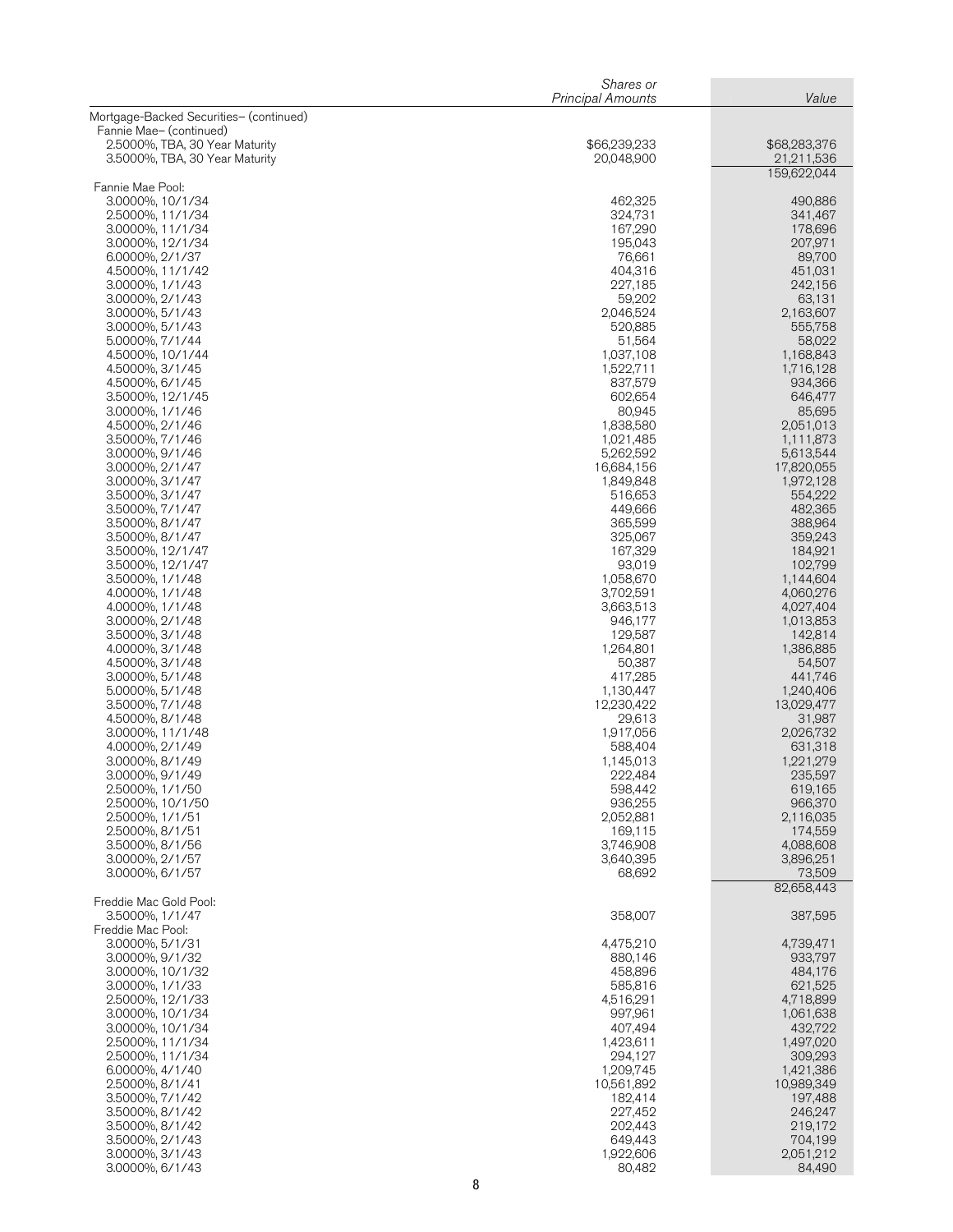| | Shares or Principal Amounts | Value |
|---|---|---|
| Mortgage-Backed Securities– (continued) | | |
| Fannie Mae– (continued) | | |
| 2.5000%, TBA, 30 Year Maturity | $66,239,233 | $68,283,376 |
| 3.5000%, TBA, 30 Year Maturity | 20,048,900 | 21,211,536 |
| | | 159,622,044 |
| Fannie Mae Pool: | | |
| 3.0000%, 10/1/34 | 462,325 | 490,886 |
| 2.5000%, 11/1/34 | 324,731 | 341,467 |
| 3.0000%, 11/1/34 | 167,290 | 178,696 |
| 3.0000%, 12/1/34 | 195,043 | 207,971 |
| 6.0000%, 2/1/37 | 76,661 | 89,700 |
| 4.5000%, 11/1/42 | 404,316 | 451,031 |
| 3.0000%, 1/1/43 | 227,185 | 242,156 |
| 3.0000%, 2/1/43 | 59,202 | 63,131 |
| 3.0000%, 5/1/43 | 2,046,524 | 2,163,607 |
| 3.0000%, 5/1/43 | 520,885 | 555,758 |
| 5.0000%, 7/1/44 | 51,564 | 58,022 |
| 4.5000%, 10/1/44 | 1,037,108 | 1,168,843 |
| 4.5000%, 3/1/45 | 1,522,711 | 1,716,128 |
| 4.5000%, 6/1/45 | 837,579 | 934,366 |
| 3.5000%, 12/1/45 | 602,654 | 646,477 |
| 3.0000%, 1/1/46 | 80,945 | 85,695 |
| 4.5000%, 2/1/46 | 1,838,580 | 2,051,013 |
| 3.5000%, 7/1/46 | 1,021,485 | 1,111,873 |
| 3.0000%, 9/1/46 | 5,262,592 | 5,613,544 |
| 3.0000%, 2/1/47 | 16,684,156 | 17,820,055 |
| 3.0000%, 3/1/47 | 1,849,848 | 1,972,128 |
| 3.5000%, 3/1/47 | 516,653 | 554,222 |
| 3.5000%, 7/1/47 | 449,666 | 482,365 |
| 3.5000%, 8/1/47 | 365,599 | 388,964 |
| 3.5000%, 8/1/47 | 325,067 | 359,243 |
| 3.5000%, 12/1/47 | 167,329 | 184,921 |
| 3.5000%, 12/1/47 | 93,019 | 102,799 |
| 3.5000%, 1/1/48 | 1,058,670 | 1,144,604 |
| 4.0000%, 1/1/48 | 3,702,591 | 4,060,276 |
| 4.0000%, 1/1/48 | 3,663,513 | 4,027,404 |
| 3.0000%, 2/1/48 | 946,177 | 1,013,853 |
| 3.5000%, 3/1/48 | 129,587 | 142,814 |
| 4.0000%, 3/1/48 | 1,264,801 | 1,386,885 |
| 4.5000%, 3/1/48 | 50,387 | 54,507 |
| 3.0000%, 5/1/48 | 417,285 | 441,746 |
| 5.0000%, 5/1/48 | 1,130,447 | 1,240,406 |
| 3.5000%, 7/1/48 | 12,230,422 | 13,029,477 |
| 4.5000%, 8/1/48 | 29,613 | 31,987 |
| 3.0000%, 11/1/48 | 1,917,056 | 2,026,732 |
| 4.0000%, 2/1/49 | 588,404 | 631,318 |
| 3.0000%, 8/1/49 | 1,145,013 | 1,221,279 |
| 3.0000%, 9/1/49 | 222,484 | 235,597 |
| 2.5000%, 1/1/50 | 598,442 | 619,165 |
| 2.5000%, 10/1/50 | 936,255 | 966,370 |
| 2.5000%, 1/1/51 | 2,052,881 | 2,116,035 |
| 2.5000%, 8/1/51 | 169,115 | 174,559 |
| 3.5000%, 8/1/56 | 3,746,908 | 4,088,608 |
| 3.0000%, 2/1/57 | 3,640,395 | 3,896,251 |
| 3.0000%, 6/1/57 | 68,692 | 73,509 |
| | | 82,658,443 |
| Freddie Mac Gold Pool: | | |
| 3.5000%, 1/1/47 | 358,007 | 387,595 |
| Freddie Mac Pool: | | |
| 3.0000%, 5/1/31 | 4,475,210 | 4,739,471 |
| 3.0000%, 9/1/32 | 880,146 | 933,797 |
| 3.0000%, 10/1/32 | 458,896 | 484,176 |
| 3.0000%, 1/1/33 | 585,816 | 621,525 |
| 2.5000%, 12/1/33 | 4,516,291 | 4,718,899 |
| 3.0000%, 10/1/34 | 997,961 | 1,061,638 |
| 3.0000%, 10/1/34 | 407,494 | 432,722 |
| 2.5000%, 11/1/34 | 1,423,611 | 1,497,020 |
| 2.5000%, 11/1/34 | 294,127 | 309,293 |
| 6.0000%, 4/1/40 | 1,209,745 | 1,421,386 |
| 2.5000%, 8/1/41 | 10,561,892 | 10,989,349 |
| 3.5000%, 7/1/42 | 182,414 | 197,488 |
| 3.5000%, 8/1/42 | 227,452 | 246,247 |
| 3.5000%, 8/1/42 | 202,443 | 219,172 |
| 3.5000%, 2/1/43 | 649,443 | 704,199 |
| 3.0000%, 3/1/43 | 1,922,606 | 2,051,212 |
| 3.0000%, 6/1/43 | 80,482 | 84,490 |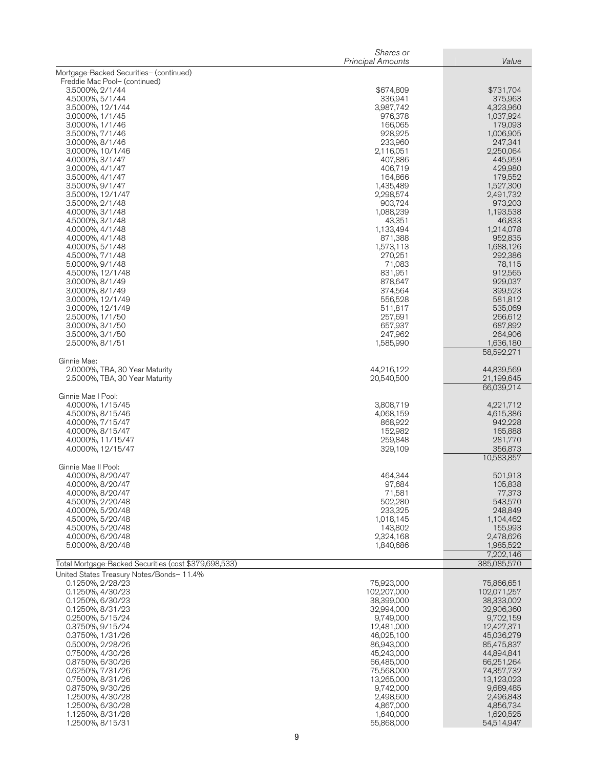| | Shares or Principal Amounts | Value |
|---|---|---|
| Mortgage-Backed Securities– (continued) | | |
| Freddie Mac Pool– (continued) | | |
| 3.5000%, 2/1/44 | $674,809 | $731,704 |
| 4.5000%, 5/1/44 | 336,941 | 375,963 |
| 3.5000%, 12/1/44 | 3,987,742 | 4,323,960 |
| 3.0000%, 1/1/45 | 976,378 | 1,037,924 |
| 3.0000%, 1/1/46 | 166,065 | 179,093 |
| 3.5000%, 7/1/46 | 928,925 | 1,006,905 |
| 3.0000%, 8/1/46 | 233,960 | 247,341 |
| 3.0000%, 10/1/46 | 2,116,051 | 2,250,064 |
| 4.0000%, 3/1/47 | 407,886 | 445,959 |
| 3.0000%, 4/1/47 | 406,719 | 429,980 |
| 3.5000%, 4/1/47 | 164,866 | 179,552 |
| 3.5000%, 9/1/47 | 1,435,489 | 1,527,300 |
| 3.5000%, 12/1/47 | 2,298,574 | 2,491,732 |
| 3.5000%, 2/1/48 | 903,724 | 973,203 |
| 4.0000%, 3/1/48 | 1,088,239 | 1,193,538 |
| 4.5000%, 3/1/48 | 43,351 | 46,833 |
| 4.0000%, 4/1/48 | 1,133,494 | 1,214,078 |
| 4.0000%, 4/1/48 | 871,388 | 952,835 |
| 4.0000%, 5/1/48 | 1,573,113 | 1,688,126 |
| 4.5000%, 7/1/48 | 270,251 | 292,386 |
| 5.0000%, 9/1/48 | 71,083 | 78,115 |
| 4.5000%, 12/1/48 | 831,951 | 912,565 |
| 3.0000%, 8/1/49 | 878,647 | 929,037 |
| 3.0000%, 8/1/49 | 374,564 | 399,523 |
| 3.0000%, 12/1/49 | 556,528 | 581,812 |
| 3.0000%, 12/1/49 | 511,817 | 535,069 |
| 2.5000%, 1/1/50 | 257,691 | 266,612 |
| 3.0000%, 3/1/50 | 657,937 | 687,892 |
| 3.5000%, 3/1/50 | 247,962 | 264,906 |
| 2.5000%, 8/1/51 | 1,585,990 | 1,636,180 |
| | | 58,592,271 |
| Ginnie Mae: | | |
| 2.0000%, TBA, 30 Year Maturity | 44,216,122 | 44,839,569 |
| 2.5000%, TBA, 30 Year Maturity | 20,540,500 | 21,199,645 |
| | | 66,039,214 |
| Ginnie Mae I Pool: | | |
| 4.0000%, 1/15/45 | 3,808,719 | 4,221,712 |
| 4.5000%, 8/15/46 | 4,068,159 | 4,615,386 |
| 4.0000%, 7/15/47 | 868,922 | 942,228 |
| 4.0000%, 8/15/47 | 152,982 | 165,888 |
| 4.0000%, 11/15/47 | 259,848 | 281,770 |
| 4.0000%, 12/15/47 | 329,109 | 356,873 |
| | | 10,583,857 |
| Ginnie Mae II Pool: | | |
| 4.0000%, 8/20/47 | 464,344 | 501,913 |
| 4.0000%, 8/20/47 | 97,684 | 105,838 |
| 4.0000%, 8/20/47 | 71,581 | 77,373 |
| 4.5000%, 2/20/48 | 502,280 | 543,570 |
| 4.0000%, 5/20/48 | 233,325 | 248,849 |
| 4.5000%, 5/20/48 | 1,018,145 | 1,104,462 |
| 4.5000%, 5/20/48 | 143,802 | 155,993 |
| 4.0000%, 6/20/48 | 2,324,168 | 2,478,626 |
| 5.0000%, 8/20/48 | 1,840,686 | 1,985,522 |
| | | 7,202,146 |
| Total Mortgage-Backed Securities (cost $379,698,533) | | 385,085,570 |
| United States Treasury Notes/Bonds– 11.4% | | |
| 0.1250%, 2/28/23 | 75,923,000 | 75,866,651 |
| 0.1250%, 4/30/23 | 102,207,000 | 102,071,257 |
| 0.1250%, 6/30/23 | 38,399,000 | 38,333,002 |
| 0.1250%, 8/31/23 | 32,994,000 | 32,906,360 |
| 0.2500%, 5/15/24 | 9,749,000 | 9,702,159 |
| 0.3750%, 9/15/24 | 12,481,000 | 12,427,371 |
| 0.3750%, 1/31/26 | 46,025,100 | 45,036,279 |
| 0.5000%, 2/28/26 | 86,943,000 | 85,475,837 |
| 0.7500%, 4/30/26 | 45,243,000 | 44,894,841 |
| 0.8750%, 6/30/26 | 66,485,000 | 66,251,264 |
| 0.6250%, 7/31/26 | 75,568,000 | 74,357,732 |
| 0.7500%, 8/31/26 | 13,265,000 | 13,123,023 |
| 0.8750%, 9/30/26 | 9,742,000 | 9,689,485 |
| 1.2500%, 4/30/28 | 2,498,600 | 2,496,843 |
| 1.2500%, 6/30/28 | 4,867,000 | 4,856,734 |
| 1.1250%, 8/31/28 | 1,640,000 | 1,620,525 |
| 1.2500%, 8/15/31 | 55,868,000 | 54,514,947 |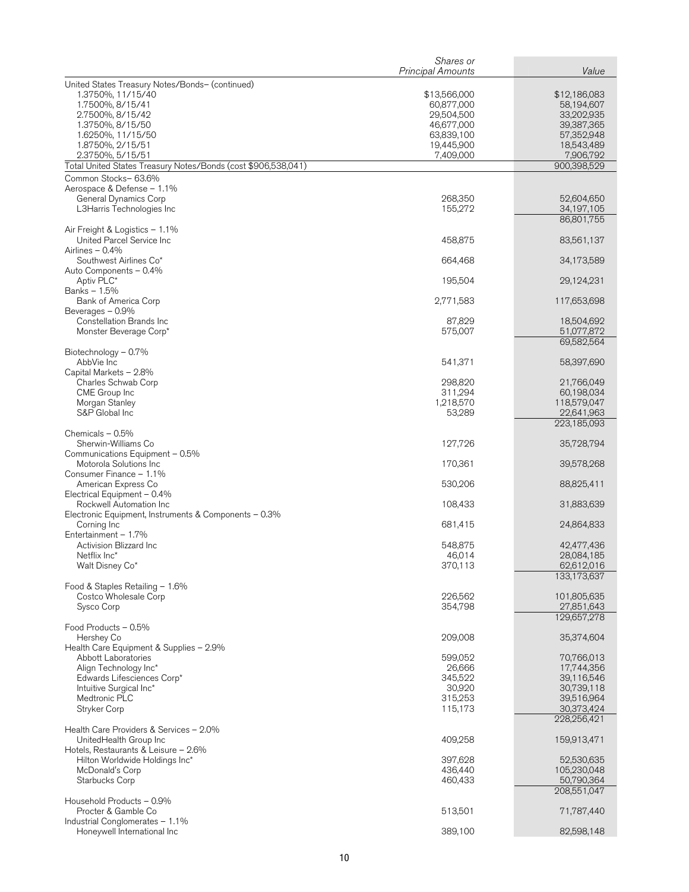| | Shares or Principal Amounts | Value |
|---|---|---|
| United States Treasury Notes/Bonds– (continued) | | |
| 1.3750%, 11/15/40 | $13,566,000 | $12,186,083 |
| 1.7500%, 8/15/41 | 60,877,000 | 58,194,607 |
| 2.7500%, 8/15/42 | 29,504,500 | 33,202,935 |
| 1.3750%, 8/15/50 | 46,677,000 | 39,387,365 |
| 1.6250%, 11/15/50 | 63,839,100 | 57,352,948 |
| 1.8750%, 2/15/51 | 19,445,900 | 18,543,489 |
| 2.3750%, 5/15/51 | 7,409,000 | 7,906,792 |
| Total United States Treasury Notes/Bonds (cost $906,538,041) | | 900,398,529 |
| Common Stocks– 63.6% | | |
| Aerospace & Defense – 1.1% | | |
| General Dynamics Corp | 268,350 | 52,604,650 |
| L3Harris Technologies Inc | 155,272 | 34,197,105 |
| | | 86,801,755 |
| Air Freight & Logistics – 1.1% | | |
| United Parcel Service Inc | 458,875 | 83,561,137 |
| Airlines – 0.4% | | |
| Southwest Airlines Co* | 664,468 | 34,173,589 |
| Auto Components – 0.4% | | |
| Aptiv PLC* | 195,504 | 29,124,231 |
| Banks – 1.5% | | |
| Bank of America Corp | 2,771,583 | 117,653,698 |
| Beverages – 0.9% | | |
| Constellation Brands Inc | 87,829 | 18,504,692 |
| Monster Beverage Corp* | 575,007 | 51,077,872 |
| | | 69,582,564 |
| Biotechnology – 0.7% | | |
| AbbVie Inc | 541,371 | 58,397,690 |
| Capital Markets – 2.8% | | |
| Charles Schwab Corp | 298,820 | 21,766,049 |
| CME Group Inc | 311,294 | 60,198,034 |
| Morgan Stanley | 1,218,570 | 118,579,047 |
| S&P Global Inc | 53,289 | 22,641,963 |
| | | 223,185,093 |
| Chemicals – 0.5% | | |
| Sherwin-Williams Co | 127,726 | 35,728,794 |
| Communications Equipment – 0.5% | | |
| Motorola Solutions Inc | 170,361 | 39,578,268 |
| Consumer Finance – 1.1% | | |
| American Express Co | 530,206 | 88,825,411 |
| Electrical Equipment – 0.4% | | |
| Rockwell Automation Inc | 108,433 | 31,883,639 |
| Electronic Equipment, Instruments & Components – 0.3% | | |
| Corning Inc | 681,415 | 24,864,833 |
| Entertainment – 1.7% | | |
| Activision Blizzard Inc | 548,875 | 42,477,436 |
| Netflix Inc* | 46,014 | 28,084,185 |
| Walt Disney Co* | 370,113 | 62,612,016 |
| | | 133,173,637 |
| Food & Staples Retailing – 1.6% | | |
| Costco Wholesale Corp | 226,562 | 101,805,635 |
| Sysco Corp | 354,798 | 27,851,643 |
| | | 129,657,278 |
| Food Products – 0.5% | | |
| Hershey Co | 209,008 | 35,374,604 |
| Health Care Equipment & Supplies – 2.9% | | |
| Abbott Laboratories | 599,052 | 70,766,013 |
| Align Technology Inc* | 26,666 | 17,744,356 |
| Edwards Lifesciences Corp* | 345,522 | 39,116,546 |
| Intuitive Surgical Inc* | 30,920 | 30,739,118 |
| Medtronic PLC | 315,253 | 39,516,964 |
| Stryker Corp | 115,173 | 30,373,424 |
| | | 228,256,421 |
| Health Care Providers & Services – 2.0% | | |
| UnitedHealth Group Inc | 409,258 | 159,913,471 |
| Hotels, Restaurants & Leisure – 2.6% | | |
| Hilton Worldwide Holdings Inc* | 397,628 | 52,530,635 |
| McDonald's Corp | 436,440 | 105,230,048 |
| Starbucks Corp | 460,433 | 50,790,364 |
| | | 208,551,047 |
| Household Products – 0.9% | | |
| Procter & Gamble Co | 513,501 | 71,787,440 |
| Industrial Conglomerates – 1.1% | | |
| Honeywell International Inc | 389,100 | 82,598,148 |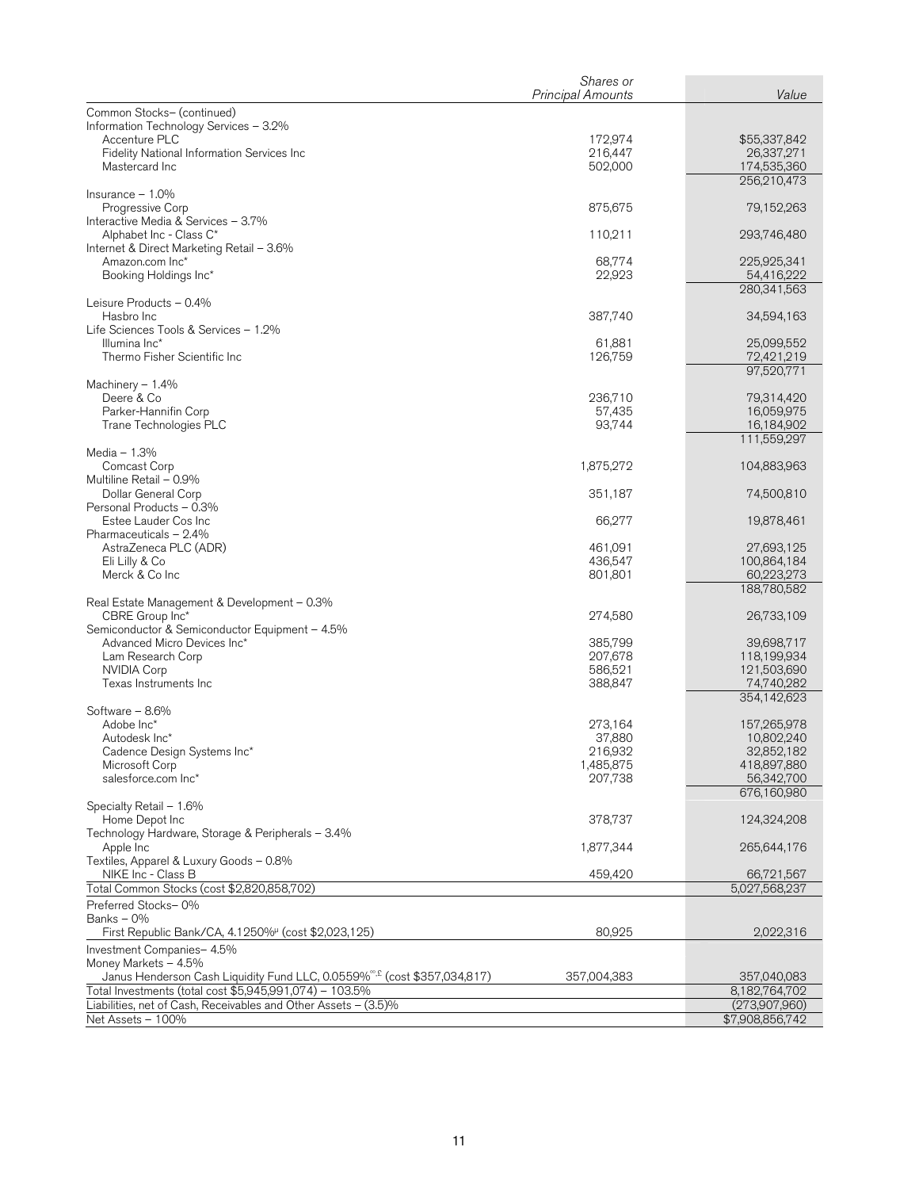| | Shares or Principal Amounts | Value |
|---|---|---|
| Common Stocks– (continued) | | |
| Information Technology Services – 3.2% | | |
| Accenture PLC | 172,974 | $55,337,842 |
| Fidelity National Information Services Inc | 216,447 | 26,337,271 |
| Mastercard Inc | 502,000 | 174,535,360 |
| | | 256,210,473 |
| Insurance – 1.0% | | |
| Progressive Corp | 875,675 | 79,152,263 |
| Interactive Media & Services – 3.7% | | |
| Alphabet Inc - Class C* | 110,211 | 293,746,480 |
| Internet & Direct Marketing Retail – 3.6% | | |
| Amazon.com Inc* | 68,774 | 225,925,341 |
| Booking Holdings Inc* | 22,923 | 54,416,222 |
| | | 280,341,563 |
| Leisure Products – 0.4% | | |
| Hasbro Inc | 387,740 | 34,594,163 |
| Life Sciences Tools & Services – 1.2% | | |
| Illumina Inc* | 61,881 | 25,099,552 |
| Thermo Fisher Scientific Inc | 126,759 | 72,421,219 |
| | | 97,520,771 |
| Machinery – 1.4% | | |
| Deere & Co | 236,710 | 79,314,420 |
| Parker-Hannifin Corp | 57,435 | 16,059,975 |
| Trane Technologies PLC | 93,744 | 16,184,902 |
| | | 111,559,297 |
| Media – 1.3% | | |
| Comcast Corp | 1,875,272 | 104,883,963 |
| Multiline Retail – 0.9% | | |
| Dollar General Corp | 351,187 | 74,500,810 |
| Personal Products – 0.3% | | |
| Estee Lauder Cos Inc | 66,277 | 19,878,461 |
| Pharmaceuticals – 2.4% | | |
| AstraZeneca PLC (ADR) | 461,091 | 27,693,125 |
| Eli Lilly & Co | 436,547 | 100,864,184 |
| Merck & Co Inc | 801,801 | 60,223,273 |
| | | 188,780,582 |
| Real Estate Management & Development – 0.3% | | |
| CBRE Group Inc* | 274,580 | 26,733,109 |
| Semiconductor & Semiconductor Equipment – 4.5% | | |
| Advanced Micro Devices Inc* | 385,799 | 39,698,717 |
| Lam Research Corp | 207,678 | 118,199,934 |
| NVIDIA Corp | 586,521 | 121,503,690 |
| Texas Instruments Inc | 388,847 | 74,740,282 |
| | | 354,142,623 |
| Software – 8.6% | | |
| Adobe Inc* | 273,164 | 157,265,978 |
| Autodesk Inc* | 37,880 | 10,802,240 |
| Cadence Design Systems Inc* | 216,932 | 32,852,182 |
| Microsoft Corp | 1,485,875 | 418,897,880 |
| salesforce.com Inc* | 207,738 | 56,342,700 |
| | | 676,160,980 |
| Specialty Retail – 1.6% | | |
| Home Depot Inc | 378,737 | 124,324,208 |
| Technology Hardware, Storage & Peripherals – 3.4% | | |
| Apple Inc | 1,877,344 | 265,644,176 |
| Textiles, Apparel & Luxury Goods – 0.8% | | |
| NIKE Inc - Class B | 459,420 | 66,721,567 |
| Total Common Stocks (cost $2,820,858,702) | | 5,027,568,237 |
| Preferred Stocks– 0% | | |
| Banks – 0% | | |
| First Republic Bank/CA, 4.1250%µ (cost $2,023,125) | 80,925 | 2,022,316 |
| Investment Companies– 4.5% | | |
| Money Markets – 4.5% | | |
| Janus Henderson Cash Liquidity Fund LLC, 0.0559%∞,£ (cost $357,034,817) | 357,004,383 | 357,040,083 |
| Total Investments (total cost $5,945,991,074) – 103.5% | | 8,182,764,702 |
| Liabilities, net of Cash, Receivables and Other Assets – (3.5)% | | (273,907,960) |
| Net Assets – 100% | | $7,908,856,742 |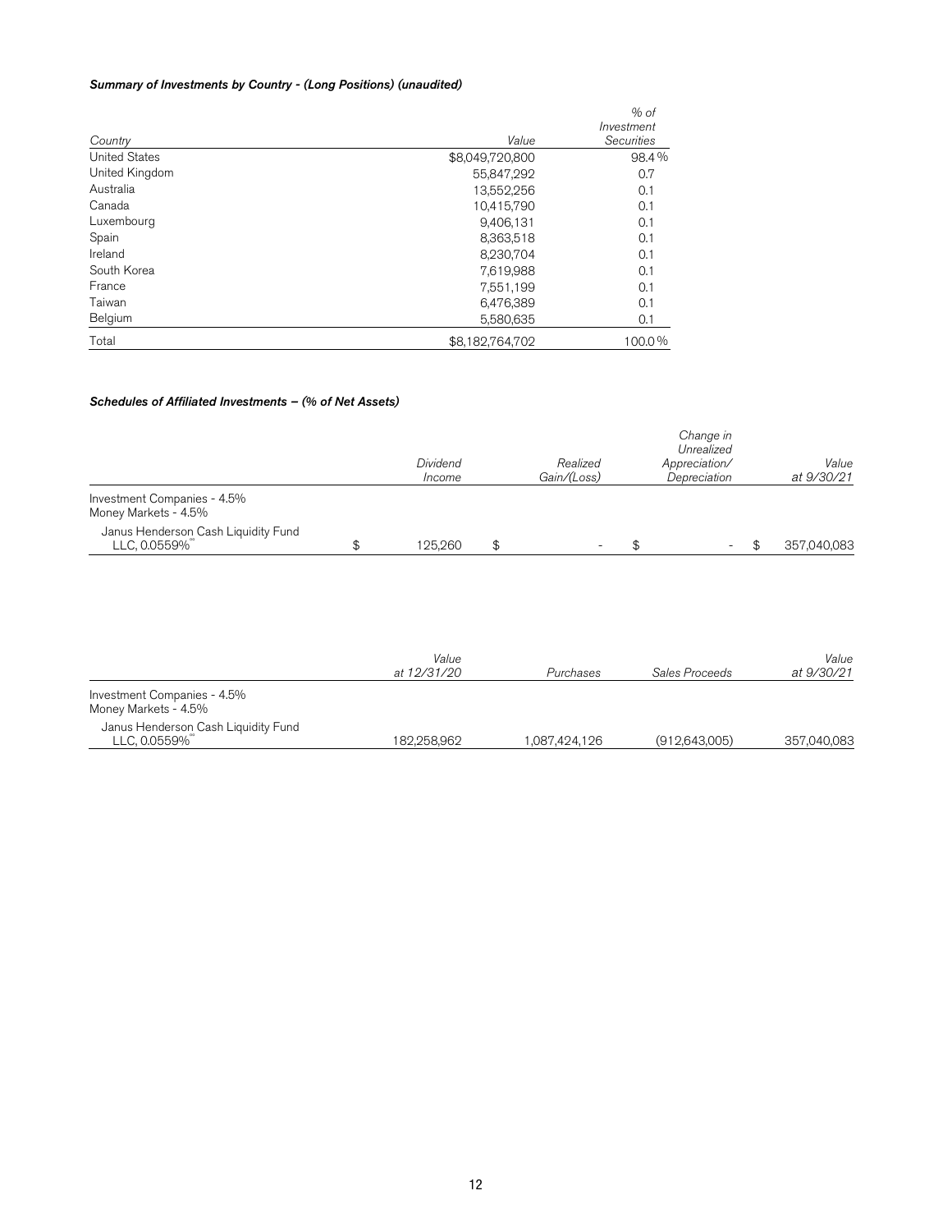***Summary of Investments by Country - (Long Positions) (unaudited)***

| *Country* | *Value* | *% of Investment Securities* |
|---|---|---|
| United States | $8,049,720,800 | 98.4% |
| United Kingdom | 55,847,292 | 0.7 |
| Australia | 13,552,256 | 0.1 |
| Canada | 10,415,790 | 0.1 |
| Luxembourg | 9,406,131 | 0.1 |
| Spain | 8,363,518 | 0.1 |
| Ireland | 8,230,704 | 0.1 |
| South Korea | 7,619,988 | 0.1 |
| France | 7,551,199 | 0.1 |
| Taiwan | 6,476,389 | 0.1 |
| Belgium | 5,580,635 | 0.1 |
| Total | $8,182,764,702 | 100.0% |

***Schedules of Affiliated Investments – (% of Net Assets)***

| | *Dividend Income* | *Realized Gain/(Loss)* | *Change in Unrealized Appreciation/ Depreciation* | *Value at 9/30/21* |
|---|---|---|---|---|
| Investment Companies - 4.5% | | | | |
| Money Markets - 4.5% | | | | |
| Janus Henderson Cash Liquidity Fund LLC, 0.0559%[ºº] | $ 125,260 | $ - | $ - | $ 357,040,083 |

| | *Value at 12/31/20* | *Purchases* | *Sales Proceeds* | *Value at 9/30/21* |
|---|---|---|---|---|
| Investment Companies - 4.5% | | | | |
| Money Markets - 4.5% | | | | |
| Janus Henderson Cash Liquidity Fund LLC, 0.0559%[ºº] | 182,258,962 | 1,087,424,126 | (912,643,005) | 357,040,083 |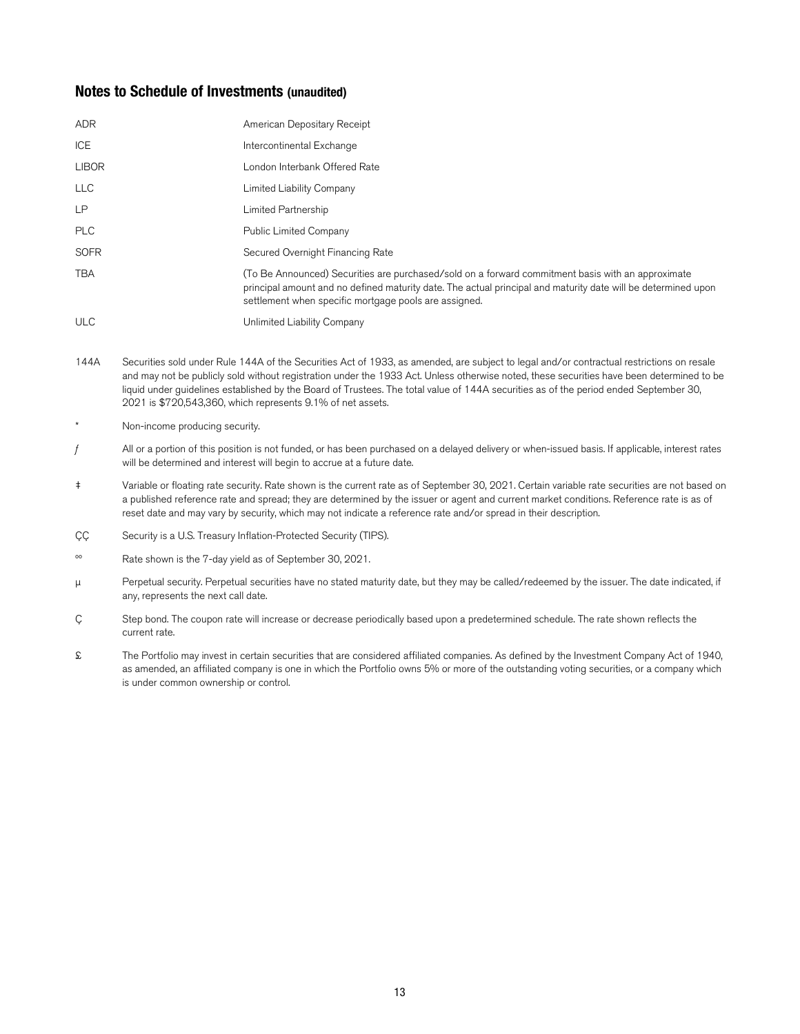## Notes to Schedule of Investments (unaudited)

| | |
|---|---|
| ADR | American Depositary Receipt |
| ICE | Intercontinental Exchange |
| LIBOR | London Interbank Offered Rate |
| LLC | Limited Liability Company |
| LP | Limited Partnership |
| PLC | Public Limited Company |
| SOFR | Secured Overnight Financing Rate |
| TBA | (To Be Announced) Securities are purchased/sold on a forward commitment basis with an approximate principal amount and no defined maturity date. The actual principal and maturity date will be determined upon settlement when specific mortgage pools are assigned. |
| ULC | Unlimited Liability Company |

144A Securities sold under Rule 144A of the Securities Act of 1933, as amended, are subject to legal and/or contractual restrictions on resale and may not be publicly sold without registration under the 1933 Act. Unless otherwise noted, these securities have been determined to be liquid under guidelines established by the Board of Trustees. The total value of 144A securities as of the period ended September 30, 2021 is $720,543,360, which represents 9.1% of net assets.

* Non-income producing security.

*f* All or a portion of this position is not funded, or has been purchased on a delayed delivery or when-issued basis. If applicable, interest rates will be determined and interest will begin to accrue at a future date.

‡ Variable or floating rate security. Rate shown is the current rate as of September 30, 2021. Certain variable rate securities are not based on a published reference rate and spread; they are determined by the issuer or agent and current market conditions. Reference rate is as of reset date and may vary by security, which may not indicate a reference rate and/or spread in their description.

ÇÇ Security is a U.S. Treasury Inflation-Protected Security (TIPS).

∞ Rate shown is the 7-day yield as of September 30, 2021.

µ Perpetual security. Perpetual securities have no stated maturity date, but they may be called/redeemed by the issuer. The date indicated, if any, represents the next call date.

Ç Step bond. The coupon rate will increase or decrease periodically based upon a predetermined schedule. The rate shown reflects the current rate.

£ The Portfolio may invest in certain securities that are considered affiliated companies. As defined by the Investment Company Act of 1940, as amended, an affiliated company is one in which the Portfolio owns 5% or more of the outstanding voting securities, or a company which is under common ownership or control.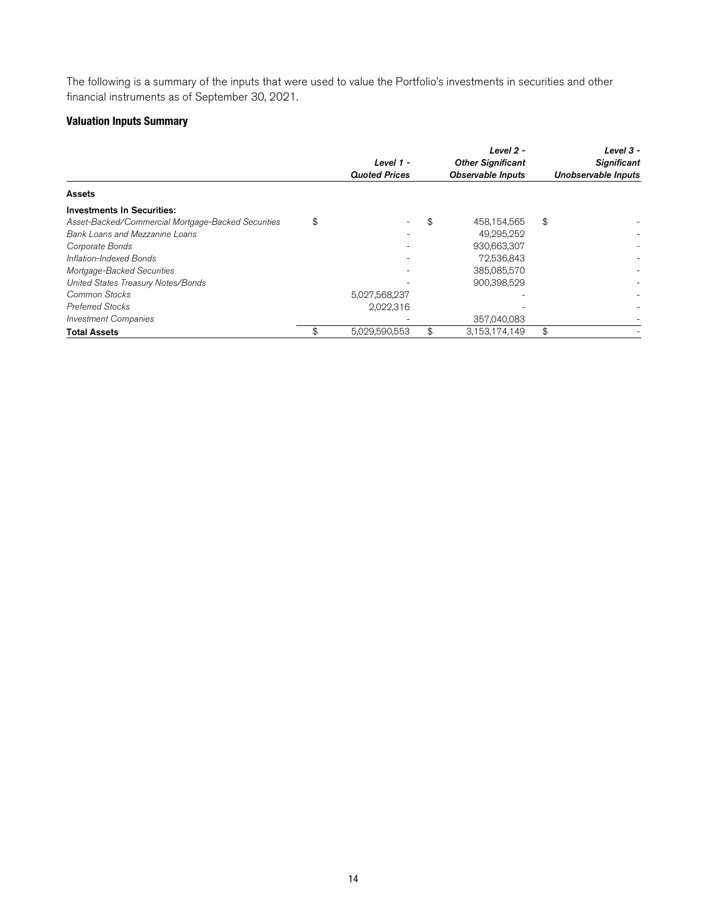The following is a summary of the inputs that were used to value the Portfolio's investments in securities and other financial instruments as of September 30, 2021.

### Valuation Inputs Summary

| | ***Level 1 - Quoted Prices*** | ***Level 2 - Other Significant Observable Inputs*** | ***Level 3 - Significant Unobservable Inputs*** |
|---|---|---|---|
| **Assets** | | | |
| **Investments In Securities:** | | | |
| *Asset-Backed/Commercial Mortgage-Backed Securities* | $ - | $ 458,154,565 | $ - |
| *Bank Loans and Mezzanine Loans* | - | 49,295,252 | - |
| *Corporate Bonds* | - | 930,663,307 | - |
| *Inflation-Indexed Bonds* | - | 72,536,843 | - |
| *Mortgage-Backed Securities* | - | 385,085,570 | - |
| *United States Treasury Notes/Bonds* | - | 900,398,529 | - |
| *Common Stocks* | 5,027,568,237 | - | - |
| *Preferred Stocks* | 2,022,316 | - | - |
| *Investment Companies* | - | 357,040,083 | - |
| **Total Assets** | $ 5,029,590,553 | $ 3,153,174,149 | $ - |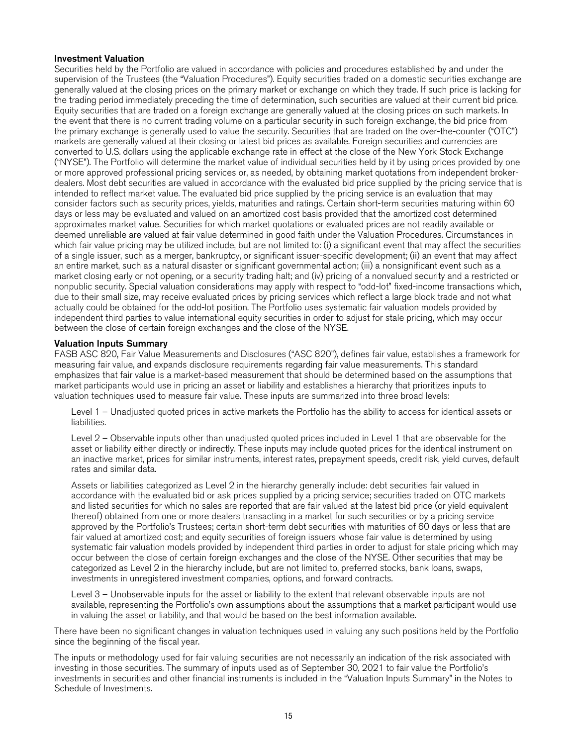### Investment Valuation

Securities held by the Portfolio are valued in accordance with policies and procedures established by and under the supervision of the Trustees (the "Valuation Procedures"). Equity securities traded on a domestic securities exchange are generally valued at the closing prices on the primary market or exchange on which they trade. If such price is lacking for the trading period immediately preceding the time of determination, such securities are valued at their current bid price. Equity securities that are traded on a foreign exchange are generally valued at the closing prices on such markets. In the event that there is no current trading volume on a particular security in such foreign exchange, the bid price from the primary exchange is generally used to value the security. Securities that are traded on the over-the-counter ("OTC") markets are generally valued at their closing or latest bid prices as available. Foreign securities and currencies are converted to U.S. dollars using the applicable exchange rate in effect at the close of the New York Stock Exchange ("NYSE"). The Portfolio will determine the market value of individual securities held by it by using prices provided by one or more approved professional pricing services or, as needed, by obtaining market quotations from independent broker-dealers. Most debt securities are valued in accordance with the evaluated bid price supplied by the pricing service that is intended to reflect market value. The evaluated bid price supplied by the pricing service is an evaluation that may consider factors such as security prices, yields, maturities and ratings. Certain short-term securities maturing within 60 days or less may be evaluated and valued on an amortized cost basis provided that the amortized cost determined approximates market value. Securities for which market quotations or evaluated prices are not readily available or deemed unreliable are valued at fair value determined in good faith under the Valuation Procedures. Circumstances in which fair value pricing may be utilized include, but are not limited to: (i) a significant event that may affect the securities of a single issuer, such as a merger, bankruptcy, or significant issuer-specific development; (ii) an event that may affect an entire market, such as a natural disaster or significant governmental action; (iii) a nonsignificant event such as a market closing early or not opening, or a security trading halt; and (iv) pricing of a nonvalued security and a restricted or nonpublic security. Special valuation considerations may apply with respect to "odd-lot" fixed-income transactions which, due to their small size, may receive evaluated prices by pricing services which reflect a large block trade and not what actually could be obtained for the odd-lot position. The Portfolio uses systematic fair valuation models provided by independent third parties to value international equity securities in order to adjust for stale pricing, which may occur between the close of certain foreign exchanges and the close of the NYSE.

### Valuation Inputs Summary

FASB ASC 820, Fair Value Measurements and Disclosures ("ASC 820"), defines fair value, establishes a framework for measuring fair value, and expands disclosure requirements regarding fair value measurements. This standard emphasizes that fair value is a market-based measurement that should be determined based on the assumptions that market participants would use in pricing an asset or liability and establishes a hierarchy that prioritizes inputs to valuation techniques used to measure fair value. These inputs are summarized into three broad levels:

Level 1 – Unadjusted quoted prices in active markets the Portfolio has the ability to access for identical assets or liabilities.

Level 2 – Observable inputs other than unadjusted quoted prices included in Level 1 that are observable for the asset or liability either directly or indirectly. These inputs may include quoted prices for the identical instrument on an inactive market, prices for similar instruments, interest rates, prepayment speeds, credit risk, yield curves, default rates and similar data.

Assets or liabilities categorized as Level 2 in the hierarchy generally include: debt securities fair valued in accordance with the evaluated bid or ask prices supplied by a pricing service; securities traded on OTC markets and listed securities for which no sales are reported that are fair valued at the latest bid price (or yield equivalent thereof) obtained from one or more dealers transacting in a market for such securities or by a pricing service approved by the Portfolio's Trustees; certain short-term debt securities with maturities of 60 days or less that are fair valued at amortized cost; and equity securities of foreign issuers whose fair value is determined by using systematic fair valuation models provided by independent third parties in order to adjust for stale pricing which may occur between the close of certain foreign exchanges and the close of the NYSE. Other securities that may be categorized as Level 2 in the hierarchy include, but are not limited to, preferred stocks, bank loans, swaps, investments in unregistered investment companies, options, and forward contracts.

Level 3 – Unobservable inputs for the asset or liability to the extent that relevant observable inputs are not available, representing the Portfolio's own assumptions about the assumptions that a market participant would use in valuing the asset or liability, and that would be based on the best information available.

There have been no significant changes in valuation techniques used in valuing any such positions held by the Portfolio since the beginning of the fiscal year.

The inputs or methodology used for fair valuing securities are not necessarily an indication of the risk associated with investing in those securities. The summary of inputs used as of September 30, 2021 to fair value the Portfolio's investments in securities and other financial instruments is included in the "Valuation Inputs Summary" in the Notes to Schedule of Investments.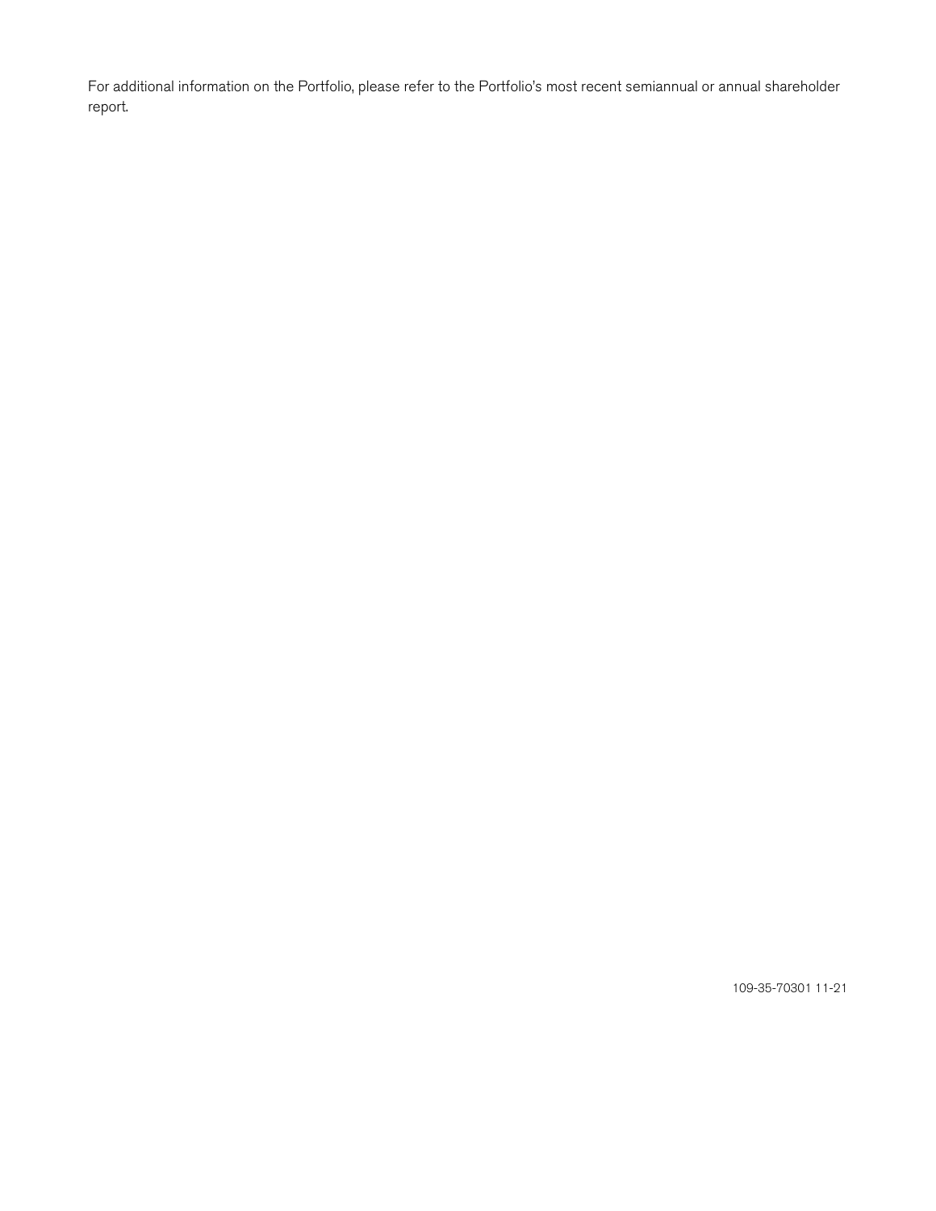For additional information on the Portfolio, please refer to the Portfolio's most recent semiannual or annual shareholder report.

109-35-70301 11-21